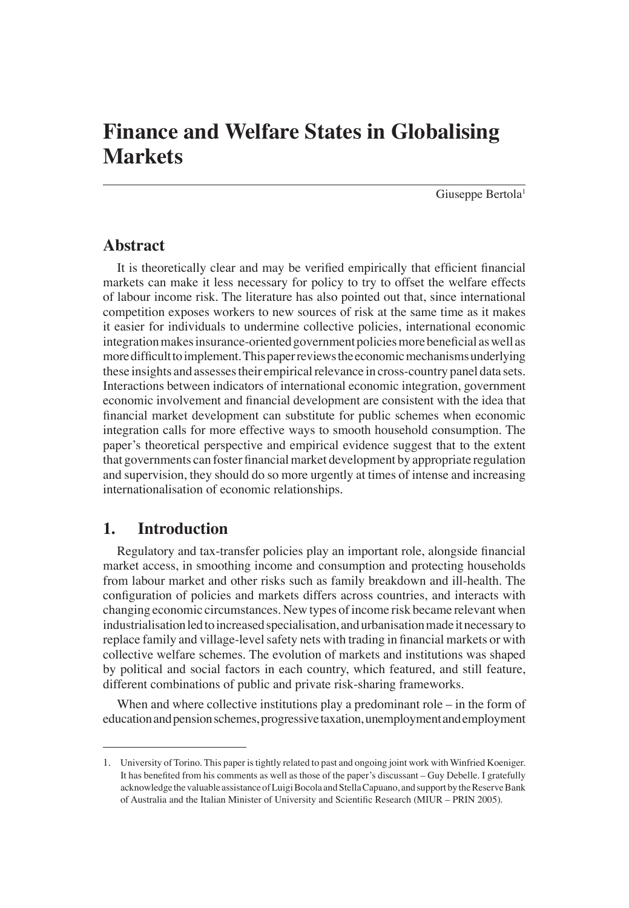# Finance and Welfare States in Globalising Markets

Giuseppe Bertola[1]

## Abstract

It is theoretically clear and may be verified empirically that efficient financial markets can make it less necessary for policy to try to offset the welfare effects of labour income risk. The literature has also pointed out that, since international competition exposes workers to new sources of risk at the same time as it makes it easier for individuals to undermine collective policies, international economic integration makes insurance-oriented government policies more beneficial as well as more difficult to implement. This paper reviews the economic mechanisms underlying these insights and assesses their empirical relevance in cross-country panel data sets. Interactions between indicators of international economic integration, government economic involvement and financial development are consistent with the idea that financial market development can substitute for public schemes when economic integration calls for more effective ways to smooth household consumption. The paper's theoretical perspective and empirical evidence suggest that to the extent that governments can foster financial market development by appropriate regulation and supervision, they should do so more urgently at times of intense and increasing internationalisation of economic relationships.

## 1. Introduction

Regulatory and tax-transfer policies play an important role, alongside financial market access, in smoothing income and consumption and protecting households from labour market and other risks such as family breakdown and ill-health. The configuration of policies and markets differs across countries, and interacts with changing economic circumstances. New types of income risk became relevant when industrialisation led to increased specialisation, and urbanisation made it necessary to replace family and village-level safety nets with trading in financial markets or with collective welfare schemes. The evolution of markets and institutions was shaped by political and social factors in each country, which featured, and still feature, different combinations of public and private risk-sharing frameworks.

When and where collective institutions play a predominant role – in the form of education and pension schemes, progressive taxation, unemployment and employment

---

1. University of Torino. This paper is tightly related to past and ongoing joint work with Winfried Koeniger. It has benefited from his comments as well as those of the paper's discussant – Guy Debelle. I gratefully acknowledge the valuable assistance of Luigi Bocola and Stella Capuano, and support by the Reserve Bank of Australia and the Italian Minister of University and Scientific Research (MIUR – PRIN 2005).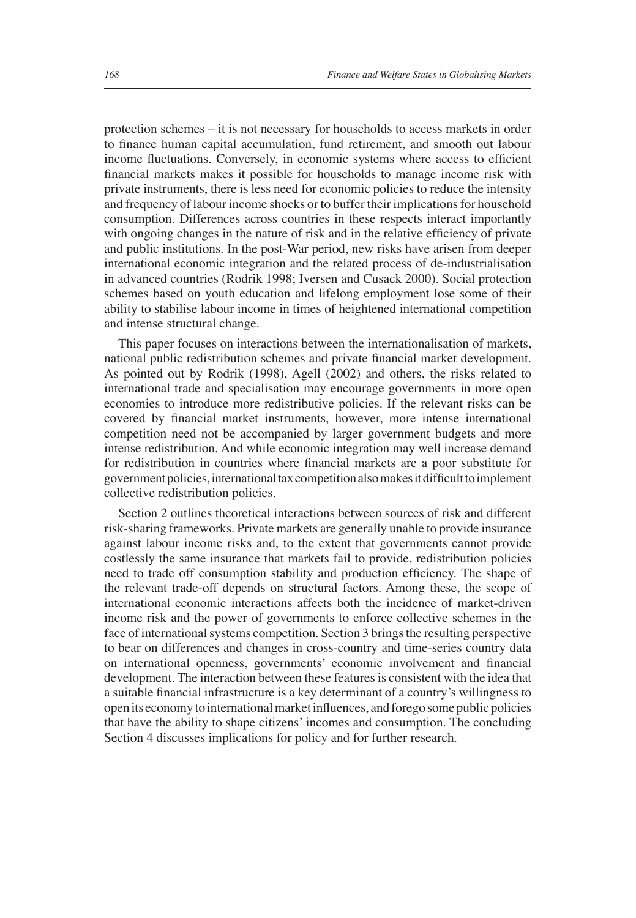protection schemes – it is not necessary for households to access markets in order to finance human capital accumulation, fund retirement, and smooth out labour income fluctuations. Conversely, in economic systems where access to efficient financial markets makes it possible for households to manage income risk with private instruments, there is less need for economic policies to reduce the intensity and frequency of labour income shocks or to buffer their implications for household consumption. Differences across countries in these respects interact importantly with ongoing changes in the nature of risk and in the relative efficiency of private and public institutions. In the post-War period, new risks have arisen from deeper international economic integration and the related process of de-industrialisation in advanced countries (Rodrik 1998; Iversen and Cusack 2000). Social protection schemes based on youth education and lifelong employment lose some of their ability to stabilise labour income in times of heightened international competition and intense structural change.

This paper focuses on interactions between the internationalisation of markets, national public redistribution schemes and private financial market development. As pointed out by Rodrik (1998), Agell (2002) and others, the risks related to international trade and specialisation may encourage governments in more open economies to introduce more redistributive policies. If the relevant risks can be covered by financial market instruments, however, more intense international competition need not be accompanied by larger government budgets and more intense redistribution. And while economic integration may well increase demand for redistribution in countries where financial markets are a poor substitute for government policies, international tax competition also makes it difficult to implement collective redistribution policies.

Section 2 outlines theoretical interactions between sources of risk and different risk-sharing frameworks. Private markets are generally unable to provide insurance against labour income risks and, to the extent that governments cannot provide costlessly the same insurance that markets fail to provide, redistribution policies need to trade off consumption stability and production efficiency. The shape of the relevant trade-off depends on structural factors. Among these, the scope of international economic interactions affects both the incidence of market-driven income risk and the power of governments to enforce collective schemes in the face of international systems competition. Section 3 brings the resulting perspective to bear on differences and changes in cross-country and time-series country data on international openness, governments' economic involvement and financial development. The interaction between these features is consistent with the idea that a suitable financial infrastructure is a key determinant of a country's willingness to open its economy to international market influences, and forego some public policies that have the ability to shape citizens' incomes and consumption. The concluding Section 4 discusses implications for policy and for further research.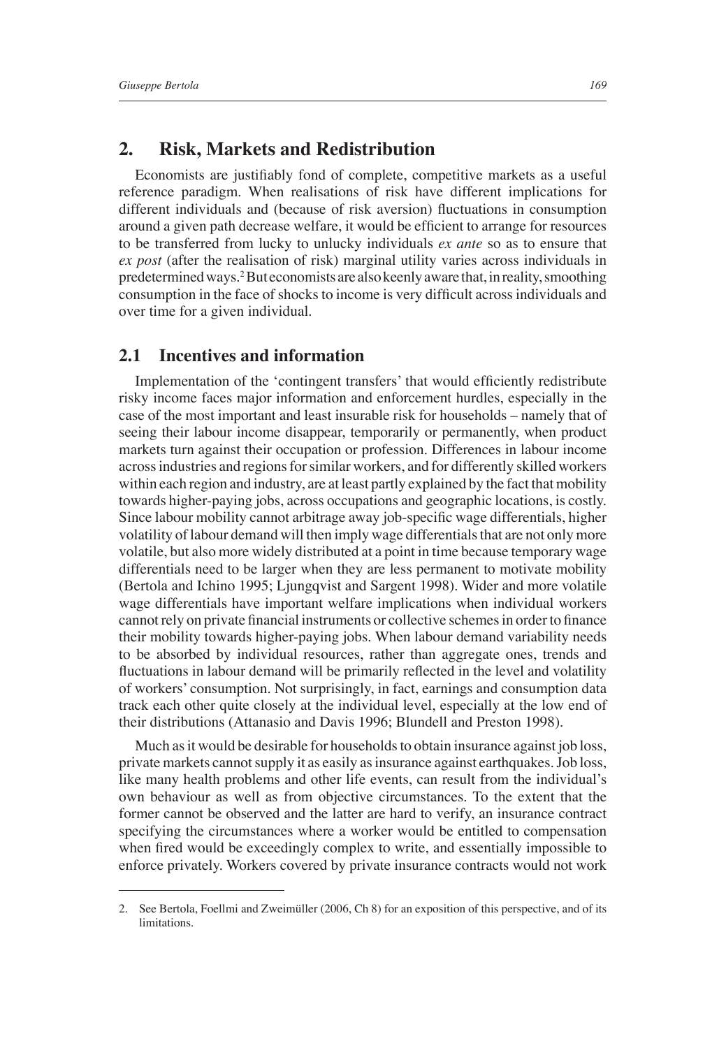## 2. Risk, Markets and Redistribution

Economists are justifiably fond of complete, competitive markets as a useful reference paradigm. When realisations of risk have different implications for different individuals and (because of risk aversion) fluctuations in consumption around a given path decrease welfare, it would be efficient to arrange for resources to be transferred from lucky to unlucky individuals *ex ante* so as to ensure that *ex post* (after the realisation of risk) marginal utility varies across individuals in predetermined ways.[2] But economists are also keenly aware that, in reality, smoothing consumption in the face of shocks to income is very difficult across individuals and over time for a given individual.

### 2.1 Incentives and information

Implementation of the 'contingent transfers' that would efficiently redistribute risky income faces major information and enforcement hurdles, especially in the case of the most important and least insurable risk for households – namely that of seeing their labour income disappear, temporarily or permanently, when product markets turn against their occupation or profession. Differences in labour income across industries and regions for similar workers, and for differently skilled workers within each region and industry, are at least partly explained by the fact that mobility towards higher-paying jobs, across occupations and geographic locations, is costly. Since labour mobility cannot arbitrage away job-specific wage differentials, higher volatility of labour demand will then imply wage differentials that are not only more volatile, but also more widely distributed at a point in time because temporary wage differentials need to be larger when they are less permanent to motivate mobility (Bertola and Ichino 1995; Ljungqvist and Sargent 1998). Wider and more volatile wage differentials have important welfare implications when individual workers cannot rely on private financial instruments or collective schemes in order to finance their mobility towards higher-paying jobs. When labour demand variability needs to be absorbed by individual resources, rather than aggregate ones, trends and fluctuations in labour demand will be primarily reflected in the level and volatility of workers' consumption. Not surprisingly, in fact, earnings and consumption data track each other quite closely at the individual level, especially at the low end of their distributions (Attanasio and Davis 1996; Blundell and Preston 1998).

Much as it would be desirable for households to obtain insurance against job loss, private markets cannot supply it as easily as insurance against earthquakes. Job loss, like many health problems and other life events, can result from the individual's own behaviour as well as from objective circumstances. To the extent that the former cannot be observed and the latter are hard to verify, an insurance contract specifying the circumstances where a worker would be entitled to compensation when fired would be exceedingly complex to write, and essentially impossible to enforce privately. Workers covered by private insurance contracts would not work

2. See Bertola, Foellmi and Zweimüller (2006, Ch 8) for an exposition of this perspective, and of its limitations.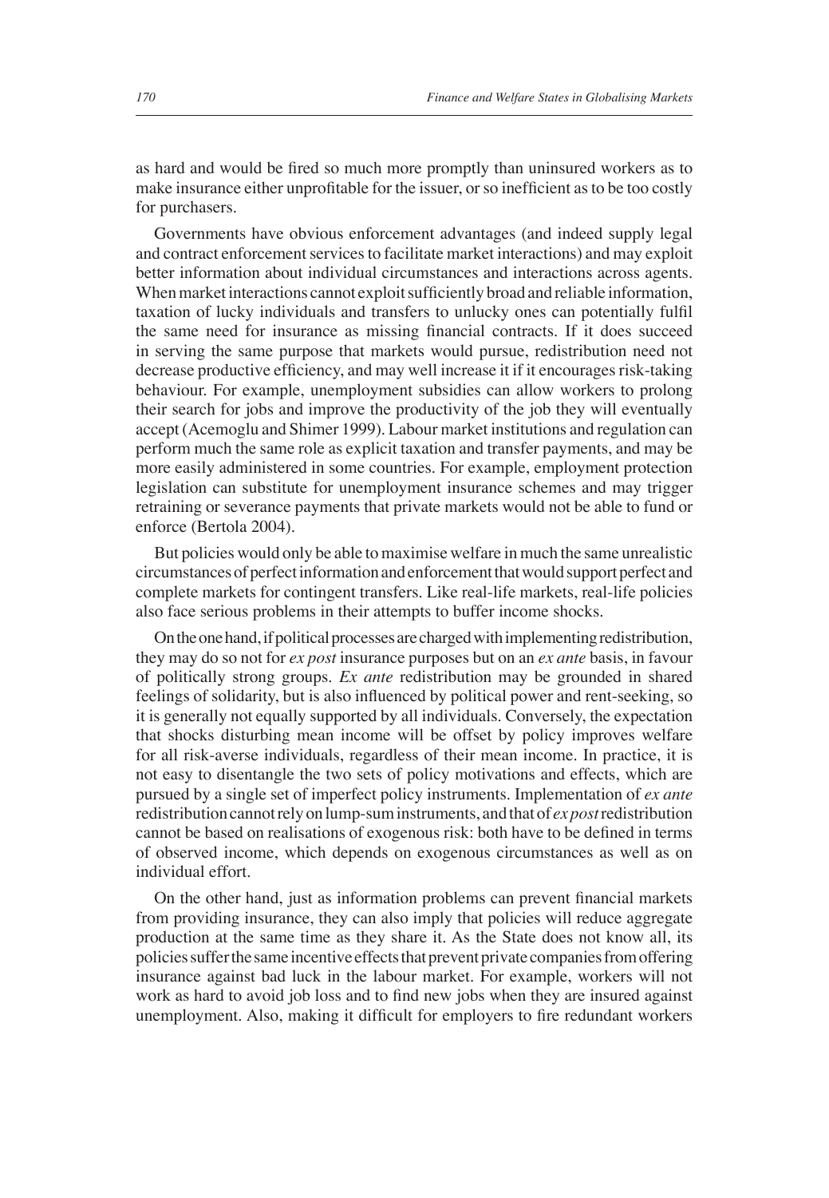as hard and would be fired so much more promptly than uninsured workers as to make insurance either unprofitable for the issuer, or so inefficient as to be too costly for purchasers.

Governments have obvious enforcement advantages (and indeed supply legal and contract enforcement services to facilitate market interactions) and may exploit better information about individual circumstances and interactions across agents. When market interactions cannot exploit sufficiently broad and reliable information, taxation of lucky individuals and transfers to unlucky ones can potentially fulfil the same need for insurance as missing financial contracts. If it does succeed in serving the same purpose that markets would pursue, redistribution need not decrease productive efficiency, and may well increase it if it encourages risk-taking behaviour. For example, unemployment subsidies can allow workers to prolong their search for jobs and improve the productivity of the job they will eventually accept (Acemoglu and Shimer 1999). Labour market institutions and regulation can perform much the same role as explicit taxation and transfer payments, and may be more easily administered in some countries. For example, employment protection legislation can substitute for unemployment insurance schemes and may trigger retraining or severance payments that private markets would not be able to fund or enforce (Bertola 2004).

But policies would only be able to maximise welfare in much the same unrealistic circumstances of perfect information and enforcement that would support perfect and complete markets for contingent transfers. Like real-life markets, real-life policies also face serious problems in their attempts to buffer income shocks.

On the one hand, if political processes are charged with implementing redistribution, they may do so not for *ex post* insurance purposes but on an *ex ante* basis, in favour of politically strong groups. *Ex ante* redistribution may be grounded in shared feelings of solidarity, but is also influenced by political power and rent-seeking, so it is generally not equally supported by all individuals. Conversely, the expectation that shocks disturbing mean income will be offset by policy improves welfare for all risk-averse individuals, regardless of their mean income. In practice, it is not easy to disentangle the two sets of policy motivations and effects, which are pursued by a single set of imperfect policy instruments. Implementation of *ex ante* redistribution cannot rely on lump-sum instruments, and that of *ex post* redistribution cannot be based on realisations of exogenous risk: both have to be defined in terms of observed income, which depends on exogenous circumstances as well as on individual effort.

On the other hand, just as information problems can prevent financial markets from providing insurance, they can also imply that policies will reduce aggregate production at the same time as they share it. As the State does not know all, its policies suffer the same incentive effects that prevent private companies from offering insurance against bad luck in the labour market. For example, workers will not work as hard to avoid job loss and to find new jobs when they are insured against unemployment. Also, making it difficult for employers to fire redundant workers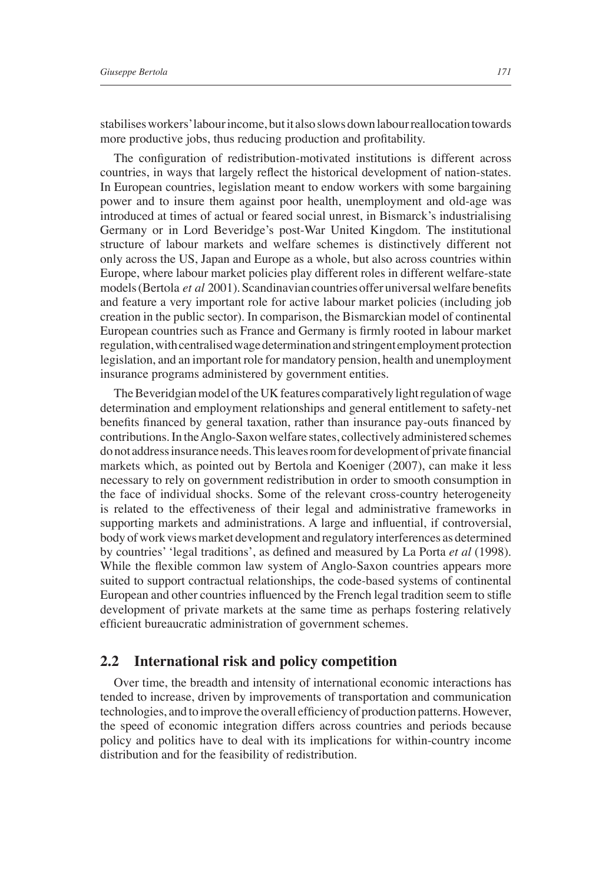stabilises workers' labour income, but it also slows down labour reallocation towards more productive jobs, thus reducing production and profitability.

The configuration of redistribution-motivated institutions is different across countries, in ways that largely reflect the historical development of nation-states. In European countries, legislation meant to endow workers with some bargaining power and to insure them against poor health, unemployment and old-age was introduced at times of actual or feared social unrest, in Bismarck's industrialising Germany or in Lord Beveridge's post-War United Kingdom. The institutional structure of labour markets and welfare schemes is distinctively different not only across the US, Japan and Europe as a whole, but also across countries within Europe, where labour market policies play different roles in different welfare-state models (Bertola *et al* 2001). Scandinavian countries offer universal welfare benefits and feature a very important role for active labour market policies (including job creation in the public sector). In comparison, the Bismarckian model of continental European countries such as France and Germany is firmly rooted in labour market regulation, with centralised wage determination and stringent employment protection legislation, and an important role for mandatory pension, health and unemployment insurance programs administered by government entities.

The Beveridgian model of the UK features comparatively light regulation of wage determination and employment relationships and general entitlement to safety-net benefits financed by general taxation, rather than insurance pay-outs financed by contributions. In the Anglo-Saxon welfare states, collectively administered schemes do not address insurance needs. This leaves room for development of private financial markets which, as pointed out by Bertola and Koeniger (2007), can make it less necessary to rely on government redistribution in order to smooth consumption in the face of individual shocks. Some of the relevant cross-country heterogeneity is related to the effectiveness of their legal and administrative frameworks in supporting markets and administrations. A large and influential, if controversial, body of work views market development and regulatory interferences as determined by countries' 'legal traditions', as defined and measured by La Porta *et al* (1998). While the flexible common law system of Anglo-Saxon countries appears more suited to support contractual relationships, the code-based systems of continental European and other countries influenced by the French legal tradition seem to stifle development of private markets at the same time as perhaps fostering relatively efficient bureaucratic administration of government schemes.

## 2.2 International risk and policy competition

Over time, the breadth and intensity of international economic interactions has tended to increase, driven by improvements of transportation and communication technologies, and to improve the overall efficiency of production patterns. However, the speed of economic integration differs across countries and periods because policy and politics have to deal with its implications for within-country income distribution and for the feasibility of redistribution.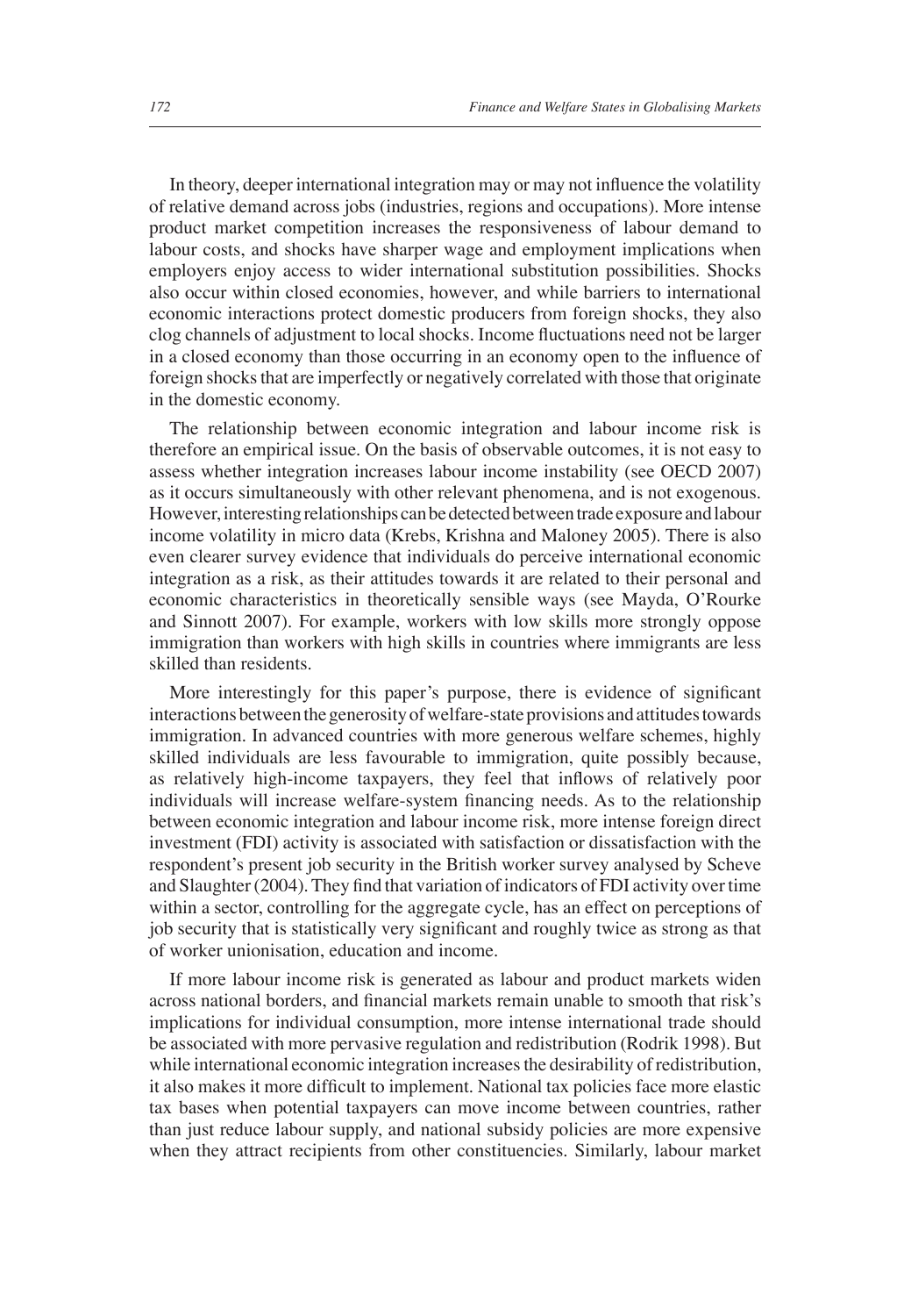In theory, deeper international integration may or may not influence the volatility of relative demand across jobs (industries, regions and occupations). More intense product market competition increases the responsiveness of labour demand to labour costs, and shocks have sharper wage and employment implications when employers enjoy access to wider international substitution possibilities. Shocks also occur within closed economies, however, and while barriers to international economic interactions protect domestic producers from foreign shocks, they also clog channels of adjustment to local shocks. Income fluctuations need not be larger in a closed economy than those occurring in an economy open to the influence of foreign shocks that are imperfectly or negatively correlated with those that originate in the domestic economy.

The relationship between economic integration and labour income risk is therefore an empirical issue. On the basis of observable outcomes, it is not easy to assess whether integration increases labour income instability (see OECD 2007) as it occurs simultaneously with other relevant phenomena, and is not exogenous. However, interesting relationships can be detected between trade exposure and labour income volatility in micro data (Krebs, Krishna and Maloney 2005). There is also even clearer survey evidence that individuals do perceive international economic integration as a risk, as their attitudes towards it are related to their personal and economic characteristics in theoretically sensible ways (see Mayda, O'Rourke and Sinnott 2007). For example, workers with low skills more strongly oppose immigration than workers with high skills in countries where immigrants are less skilled than residents.

More interestingly for this paper's purpose, there is evidence of significant interactions between the generosity of welfare-state provisions and attitudes towards immigration. In advanced countries with more generous welfare schemes, highly skilled individuals are less favourable to immigration, quite possibly because, as relatively high-income taxpayers, they feel that inflows of relatively poor individuals will increase welfare-system financing needs. As to the relationship between economic integration and labour income risk, more intense foreign direct investment (FDI) activity is associated with satisfaction or dissatisfaction with the respondent's present job security in the British worker survey analysed by Scheve and Slaughter (2004). They find that variation of indicators of FDI activity over time within a sector, controlling for the aggregate cycle, has an effect on perceptions of job security that is statistically very significant and roughly twice as strong as that of worker unionisation, education and income.

If more labour income risk is generated as labour and product markets widen across national borders, and financial markets remain unable to smooth that risk's implications for individual consumption, more intense international trade should be associated with more pervasive regulation and redistribution (Rodrik 1998). But while international economic integration increases the desirability of redistribution, it also makes it more difficult to implement. National tax policies face more elastic tax bases when potential taxpayers can move income between countries, rather than just reduce labour supply, and national subsidy policies are more expensive when they attract recipients from other constituencies. Similarly, labour market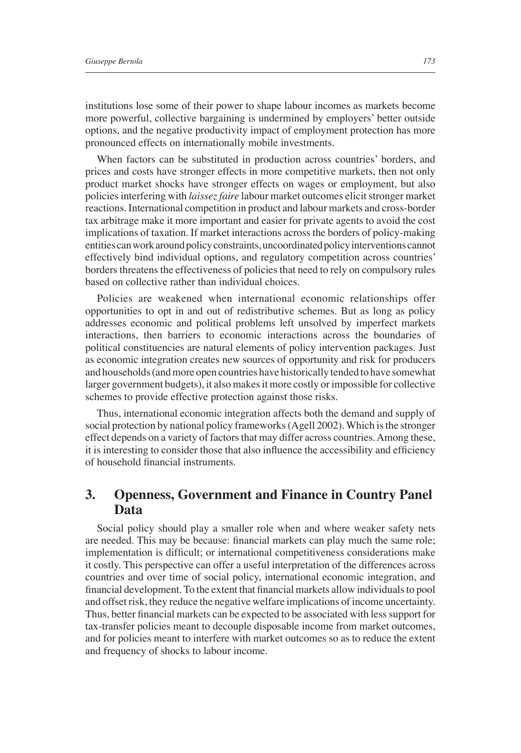institutions lose some of their power to shape labour incomes as markets become more powerful, collective bargaining is undermined by employers' better outside options, and the negative productivity impact of employment protection has more pronounced effects on internationally mobile investments.

When factors can be substituted in production across countries' borders, and prices and costs have stronger effects in more competitive markets, then not only product market shocks have stronger effects on wages or employment, but also policies interfering with *laissez faire* labour market outcomes elicit stronger market reactions. International competition in product and labour markets and cross-border tax arbitrage make it more important and easier for private agents to avoid the cost implications of taxation. If market interactions across the borders of policy-making entities can work around policy constraints, uncoordinated policy interventions cannot effectively bind individual options, and regulatory competition across countries' borders threatens the effectiveness of policies that need to rely on compulsory rules based on collective rather than individual choices.

Policies are weakened when international economic relationships offer opportunities to opt in and out of redistributive schemes. But as long as policy addresses economic and political problems left unsolved by imperfect markets interactions, then barriers to economic interactions across the boundaries of political constituencies are natural elements of policy intervention packages. Just as economic integration creates new sources of opportunity and risk for producers and households (and more open countries have historically tended to have somewhat larger government budgets), it also makes it more costly or impossible for collective schemes to provide effective protection against those risks.

Thus, international economic integration affects both the demand and supply of social protection by national policy frameworks (Agell 2002). Which is the stronger effect depends on a variety of factors that may differ across countries. Among these, it is interesting to consider those that also influence the accessibility and efficiency of household financial instruments.

## 3. Openness, Government and Finance in Country Panel Data

Social policy should play a smaller role when and where weaker safety nets are needed. This may be because: financial markets can play much the same role; implementation is difficult; or international competitiveness considerations make it costly. This perspective can offer a useful interpretation of the differences across countries and over time of social policy, international economic integration, and financial development. To the extent that financial markets allow individuals to pool and offset risk, they reduce the negative welfare implications of income uncertainty. Thus, better financial markets can be expected to be associated with less support for tax-transfer policies meant to decouple disposable income from market outcomes, and for policies meant to interfere with market outcomes so as to reduce the extent and frequency of shocks to labour income.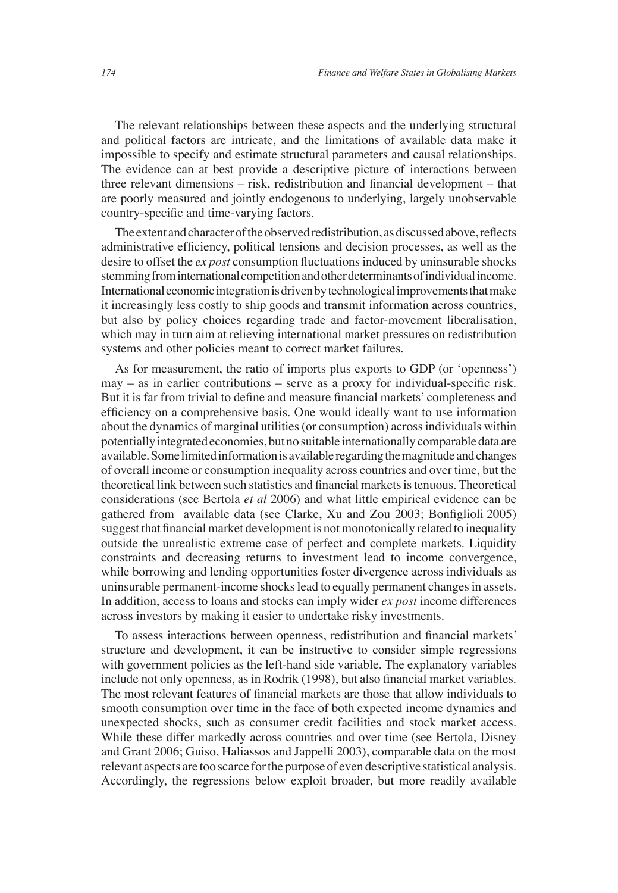The relevant relationships between these aspects and the underlying structural and political factors are intricate, and the limitations of available data make it impossible to specify and estimate structural parameters and causal relationships. The evidence can at best provide a descriptive picture of interactions between three relevant dimensions – risk, redistribution and financial development – that are poorly measured and jointly endogenous to underlying, largely unobservable country-specific and time-varying factors.

The extent and character of the observed redistribution, as discussed above, reflects administrative efficiency, political tensions and decision processes, as well as the desire to offset the *ex post* consumption fluctuations induced by uninsurable shocks stemming from international competition and other determinants of individual income. International economic integration is driven by technological improvements that make it increasingly less costly to ship goods and transmit information across countries, but also by policy choices regarding trade and factor-movement liberalisation, which may in turn aim at relieving international market pressures on redistribution systems and other policies meant to correct market failures.

As for measurement, the ratio of imports plus exports to GDP (or 'openness') may – as in earlier contributions – serve as a proxy for individual-specific risk. But it is far from trivial to define and measure financial markets' completeness and efficiency on a comprehensive basis. One would ideally want to use information about the dynamics of marginal utilities (or consumption) across individuals within potentially integrated economies, but no suitable internationally comparable data are available. Some limited information is available regarding the magnitude and changes of overall income or consumption inequality across countries and over time, but the theoretical link between such statistics and financial markets is tenuous. Theoretical considerations (see Bertola *et al* 2006) and what little empirical evidence can be gathered from available data (see Clarke, Xu and Zou 2003; Bonfiglioli 2005) suggest that financial market development is not monotonically related to inequality outside the unrealistic extreme case of perfect and complete markets. Liquidity constraints and decreasing returns to investment lead to income convergence, while borrowing and lending opportunities foster divergence across individuals as uninsurable permanent-income shocks lead to equally permanent changes in assets. In addition, access to loans and stocks can imply wider *ex post* income differences across investors by making it easier to undertake risky investments.

To assess interactions between openness, redistribution and financial markets' structure and development, it can be instructive to consider simple regressions with government policies as the left-hand side variable. The explanatory variables include not only openness, as in Rodrik (1998), but also financial market variables. The most relevant features of financial markets are those that allow individuals to smooth consumption over time in the face of both expected income dynamics and unexpected shocks, such as consumer credit facilities and stock market access. While these differ markedly across countries and over time (see Bertola, Disney and Grant 2006; Guiso, Haliassos and Jappelli 2003), comparable data on the most relevant aspects are too scarce for the purpose of even descriptive statistical analysis. Accordingly, the regressions below exploit broader, but more readily available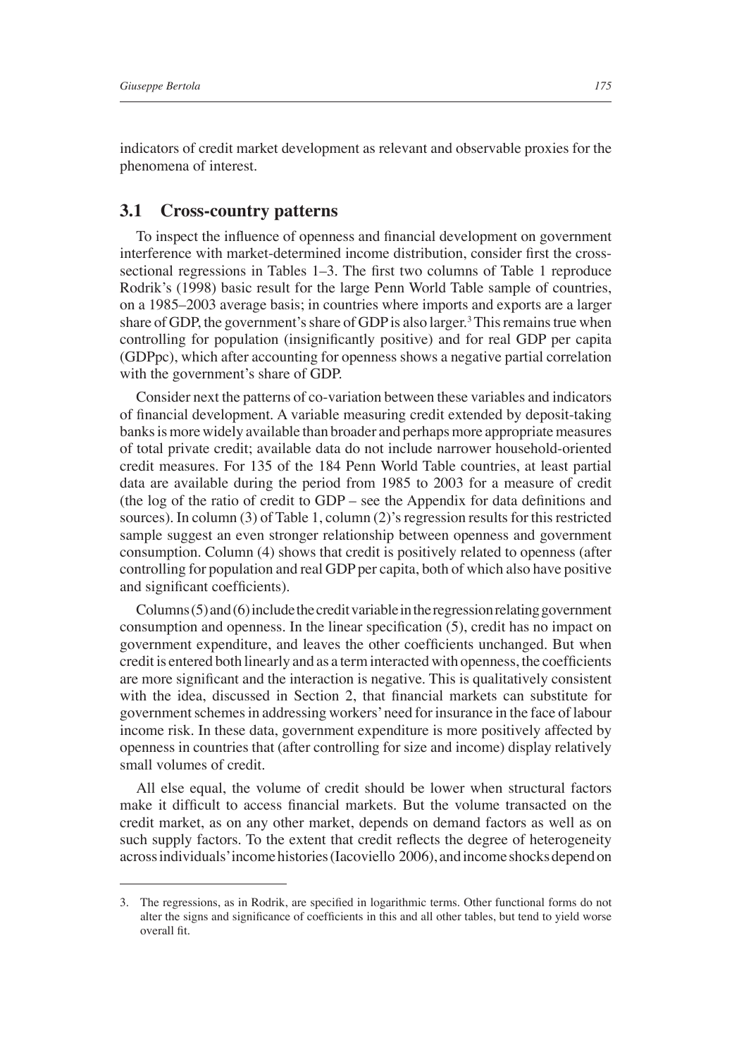indicators of credit market development as relevant and observable proxies for the phenomena of interest.

## 3.1 Cross-country patterns

To inspect the influence of openness and financial development on government interference with market-determined income distribution, consider first the cross-sectional regressions in Tables 1–3. The first two columns of Table 1 reproduce Rodrik's (1998) basic result for the large Penn World Table sample of countries, on a 1985–2003 average basis; in countries where imports and exports are a larger share of GDP, the government's share of GDP is also larger.[3] This remains true when controlling for population (insignificantly positive) and for real GDP per capita (GDPpc), which after accounting for openness shows a negative partial correlation with the government's share of GDP.

Consider next the patterns of co-variation between these variables and indicators of financial development. A variable measuring credit extended by deposit-taking banks is more widely available than broader and perhaps more appropriate measures of total private credit; available data do not include narrower household-oriented credit measures. For 135 of the 184 Penn World Table countries, at least partial data are available during the period from 1985 to 2003 for a measure of credit (the log of the ratio of credit to GDP – see the Appendix for data definitions and sources). In column (3) of Table 1, column (2)'s regression results for this restricted sample suggest an even stronger relationship between openness and government consumption. Column (4) shows that credit is positively related to openness (after controlling for population and real GDP per capita, both of which also have positive and significant coefficients).

Columns (5) and (6) include the credit variable in the regression relating government consumption and openness. In the linear specification (5), credit has no impact on government expenditure, and leaves the other coefficients unchanged. But when credit is entered both linearly and as a term interacted with openness, the coefficients are more significant and the interaction is negative. This is qualitatively consistent with the idea, discussed in Section 2, that financial markets can substitute for government schemes in addressing workers' need for insurance in the face of labour income risk. In these data, government expenditure is more positively affected by openness in countries that (after controlling for size and income) display relatively small volumes of credit.

All else equal, the volume of credit should be lower when structural factors make it difficult to access financial markets. But the volume transacted on the credit market, as on any other market, depends on demand factors as well as on such supply factors. To the extent that credit reflects the degree of heterogeneity across individuals' income histories (Iacoviello 2006), and income shocks depend on

---

3. The regressions, as in Rodrik, are specified in logarithmic terms. Other functional forms do not alter the signs and significance of coefficients in this and all other tables, but tend to yield worse overall fit.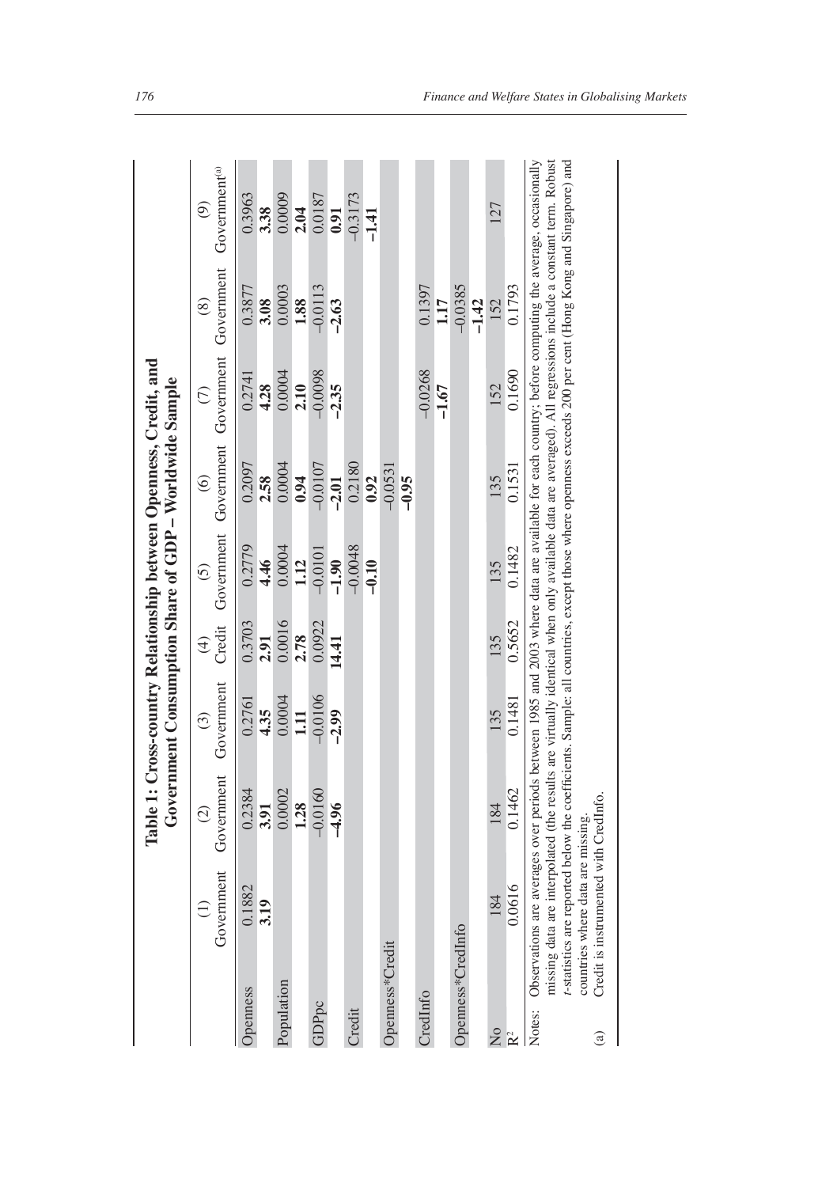**Table 1: Cross-country Relationship between Openness, Credit, and Government Consumption Share of GDP – Worldwide Sample**

| | (1) Government | (2) Government | (3) Government | (4) Credit | (5) Government | (6) Government | (7) Government | (8) Government | (9) Government[(a)] |
|---|---|---|---|---|---|---|---|---|---|
| Openness | 0.1882 | 0.2384 | 0.2761 | 0.3703 | 0.2779 | 0.2097 | 0.2741 | 0.3877 | 0.3963 |
| | **3.19** | **3.91** | **4.35** | **2.91** | **4.46** | **2.58** | **4.28** | **3.08** | **3.38** |
| Population | | 0.0002 | 0.0004 | 0.0016 | 0.0004 | 0.0004 | 0.0004 | 0.0003 | 0.0009 |
| | | **1.28** | **1.11** | **2.78** | **1.12** | **0.94** | **2.10** | **1.88** | **2.04** |
| GDPpc | | –0.0160 | –0.0106 | 0.0922 | –0.0101 | –0.0107 | –0.0098 | –0.0113 | 0.0187 |
| | | **–4.96** | **–2.99** | **14.41** | **–1.90** | **–2.01** | **–2.35** | **–2.63** | **0.91** |
| Credit | | | | | –0.0048 | 0.2180 | | | –0.3173 |
| | | | | | **–0.10** | **0.92** | | | **–1.41** |
| Openness*Credit | | | | | | –0.0531 | | | |
| | | | | | | **–0.95** | | | |
| CredInfo | | | | | | | –0.0268 | 0.1397 | |
| | | | | | | | **–1.67** | **1.17** | |
| Openness*CredInfo | | | | | | | | –0.0385 | |
| | | | | | | | | **–1.42** | |
| No | 184 | 184 | 135 | 135 | 135 | 135 | 152 | 152 | 127 |
| $R^2$ | 0.0616 | 0.1462 | 0.1481 | 0.5652 | 0.1482 | 0.1531 | 0.1690 | 0.1793 | |

Notes: Observations are averages over periods between 1985 and 2003 where data are available for each country; before computing the average, occasionally missing data are interpolated (the results are virtually identical when only available data are averaged). All regressions include a constant term. Robust *t*-statistics are reported below the coefficients. Sample: all countries, except those where openness exceeds 200 per cent (Hong Kong and Singapore) and countries where data are missing.

(a) Credit is instrumented with CredInfo.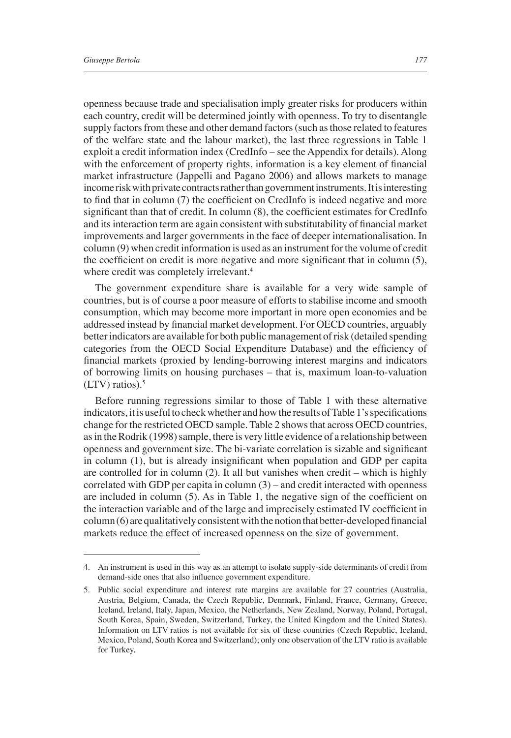openness because trade and specialisation imply greater risks for producers within each country, credit will be determined jointly with openness. To try to disentangle supply factors from these and other demand factors (such as those related to features of the welfare state and the labour market), the last three regressions in Table 1 exploit a credit information index (CredInfo – see the Appendix for details). Along with the enforcement of property rights, information is a key element of financial market infrastructure (Jappelli and Pagano 2006) and allows markets to manage income risk with private contracts rather than government instruments. It is interesting to find that in column (7) the coefficient on CredInfo is indeed negative and more significant than that of credit. In column (8), the coefficient estimates for CredInfo and its interaction term are again consistent with substitutability of financial market improvements and larger governments in the face of deeper internationalisation. In column (9) when credit information is used as an instrument for the volume of credit the coefficient on credit is more negative and more significant that in column (5), where credit was completely irrelevant.[4]

The government expenditure share is available for a very wide sample of countries, but is of course a poor measure of efforts to stabilise income and smooth consumption, which may become more important in more open economies and be addressed instead by financial market development. For OECD countries, arguably better indicators are available for both public management of risk (detailed spending categories from the OECD Social Expenditure Database) and the efficiency of financial markets (proxied by lending-borrowing interest margins and indicators of borrowing limits on housing purchases – that is, maximum loan-to-valuation (LTV) ratios).[5]

Before running regressions similar to those of Table 1 with these alternative indicators, it is useful to check whether and how the results of Table 1's specifications change for the restricted OECD sample. Table 2 shows that across OECD countries, as in the Rodrik (1998) sample, there is very little evidence of a relationship between openness and government size. The bi-variate correlation is sizable and significant in column (1), but is already insignificant when population and GDP per capita are controlled for in column (2). It all but vanishes when credit – which is highly correlated with GDP per capita in column (3) – and credit interacted with openness are included in column (5). As in Table 1, the negative sign of the coefficient on the interaction variable and of the large and imprecisely estimated IV coefficient in column (6) are qualitatively consistent with the notion that better-developed financial markets reduce the effect of increased openness on the size of government.

---

4. An instrument is used in this way as an attempt to isolate supply-side determinants of credit from demand-side ones that also influence government expenditure.

5. Public social expenditure and interest rate margins are available for 27 countries (Australia, Austria, Belgium, Canada, the Czech Republic, Denmark, Finland, France, Germany, Greece, Iceland, Ireland, Italy, Japan, Mexico, the Netherlands, New Zealand, Norway, Poland, Portugal, South Korea, Spain, Sweden, Switzerland, Turkey, the United Kingdom and the United States). Information on LTV ratios is not available for six of these countries (Czech Republic, Iceland, Mexico, Poland, South Korea and Switzerland); only one observation of the LTV ratio is available for Turkey.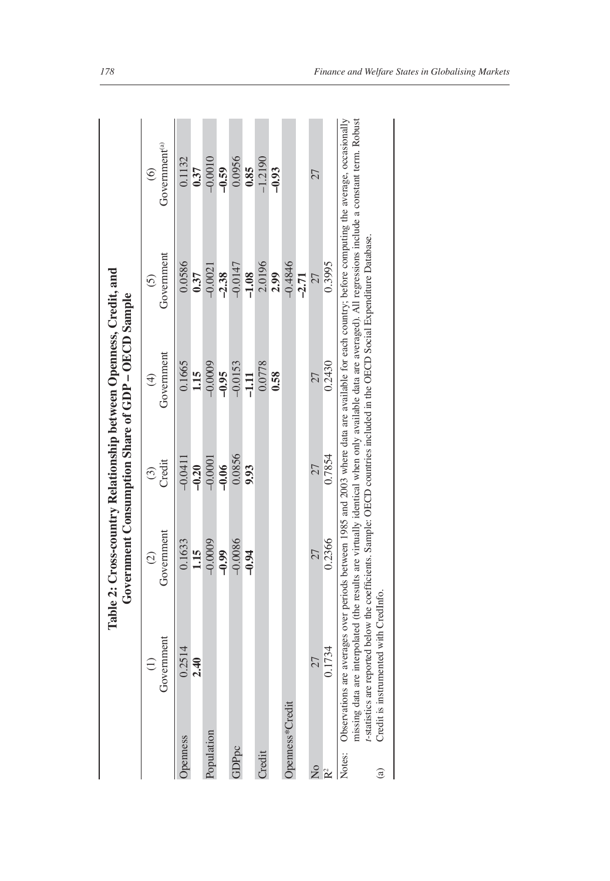**Table 2: Cross-country Relationship between Openness, Credit, and Government Consumption Share of GDP – OECD Sample**

| | (1) Government | (2) Government | (3) Credit | (4) Government | (5) Government | (6) Government[(a)] |
|---|---|---|---|---|---|---|
| Openness | 0.2514 | 0.1633 | –0.0411 | 0.1665 | 0.0586 | 0.1132 |
| | **2.40** | **1.15** | **–0.20** | **1.15** | **0.37** | **0.37** |
| Population | | –0.0009 | –0.0001 | –0.0009 | –0.0021 | –0.0010 |
| | | **–0.99** | **–0.06** | **–0.95** | **–2.38** | **–0.59** |
| GDPpc | | –0.0086 | 0.0856 | –0.0153 | –0.0147 | 0.0956 |
| | | **–0.94** | **9.93** | **–1.11** | **–1.08** | **0.85** |
| Credit | | | | 0.0778 | 2.0196 | –1.2190 |
| | | | | **0.58** | **2.99** | **–0.93** |
| Openness*Credit | | | | | –0.4846 | |
| | | | | | **–2.71** | |
| No | 27 | 27 | 27 | 27 | 27 | 27 |
| $R^2$ | 0.1734 | 0.2366 | 0.7854 | 0.2430 | 0.3995 | |

Notes: Observations are averages over periods between 1985 and 2003 where data are available for each country; before computing the average, occasionally missing data are interpolated (the results are virtually identical when only available data are averaged). All regressions include a constant term. Robust *t*-statistics are reported below the coefficients. Sample: OECD countries included in the OECD Social Expenditure Database.

(a) Credit is instrumented with CredInfo.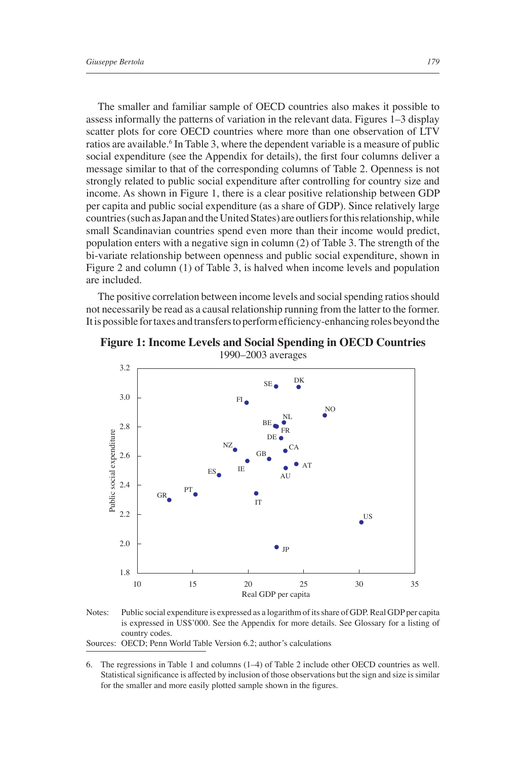The smaller and familiar sample of OECD countries also makes it possible to assess informally the patterns of variation in the relevant data. Figures 1–3 display scatter plots for core OECD countries where more than one observation of LTV ratios are available.[6] In Table 3, where the dependent variable is a measure of public social expenditure (see the Appendix for details), the first four columns deliver a message similar to that of the corresponding columns of Table 2. Openness is not strongly related to public social expenditure after controlling for country size and income. As shown in Figure 1, there is a clear positive relationship between GDP per capita and public social expenditure (as a share of GDP). Since relatively large countries (such as Japan and the United States) are outliers for this relationship, while small Scandinavian countries spend even more than their income would predict, population enters with a negative sign in column (2) of Table 3. The strength of the bi-variate relationship between openness and public social expenditure, shown in Figure 2 and column (1) of Table 3, is halved when income levels and population are included.

The positive correlation between income levels and social spending ratios should not necessarily be read as a causal relationship running from the latter to the former. It is possible for taxes and transfers to perform efficiency-enhancing roles beyond the

**Figure 1: Income Levels and Social Spending in OECD Countries**

1990–2003 averages

Notes: Public social expenditure is expressed as a logarithm of its share of GDP. Real GDP per capita is expressed in US$'000. See the Appendix for more details. See Glossary for a listing of country codes.

Sources: OECD; Penn World Table Version 6.2; author's calculations

6. The regressions in Table 1 and columns (1–4) of Table 2 include other OECD countries as well. Statistical significance is affected by inclusion of those observations but the sign and size is similar for the smaller and more easily plotted sample shown in the figures.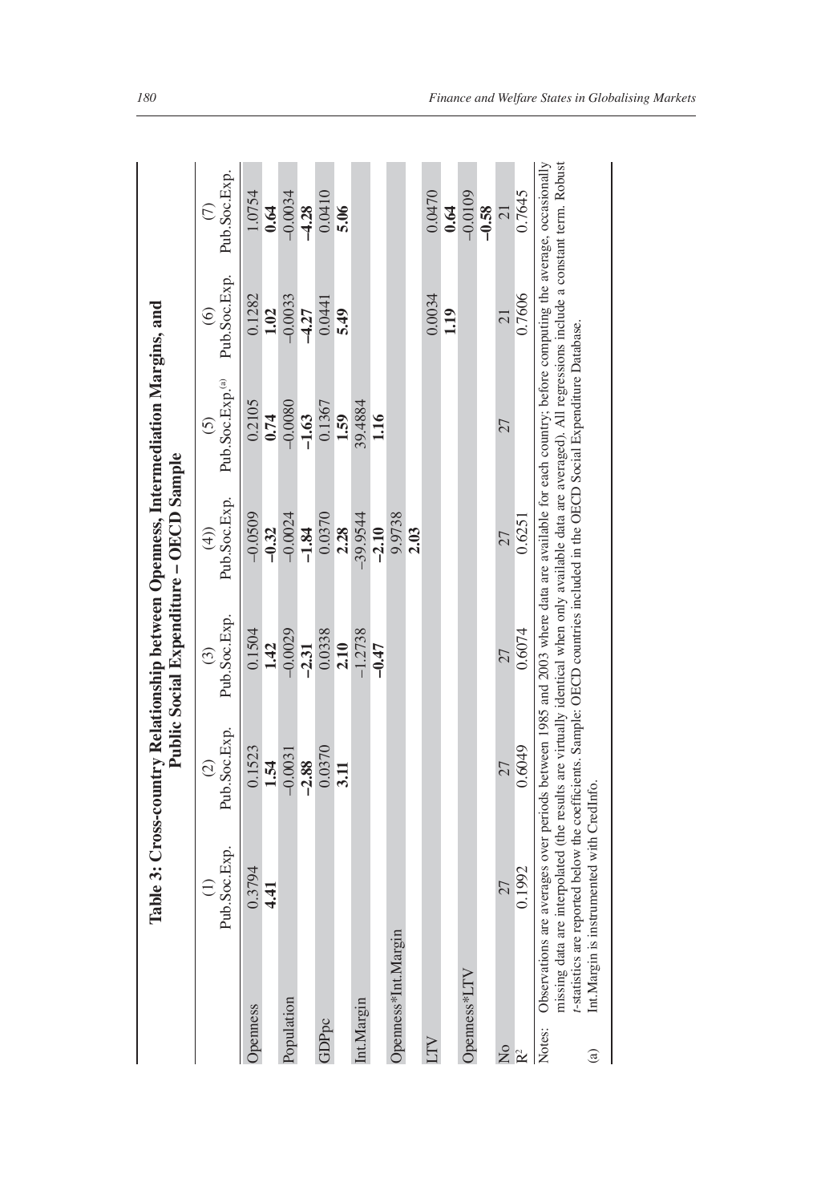**Table 3: Cross-country Relationship between Openness, Intermediation Margins, and Public Social Expenditure – OECD Sample**

| | (1) Pub.Soc.Exp. | (2) Pub.Soc.Exp. | (3) Pub.Soc.Exp. | (4)) Pub.Soc.Exp. | (5) Pub.Soc.Exp.[(a)] | (6) Pub.Soc.Exp. | (7) Pub.Soc.Exp. |
|---|---|---|---|---|---|---|---|
| Openness | 0.3794 | 0.1523 | 0.1504 | −0.0509 | 0.2105 | 0.1282 | 1.0754 |
| | **4.41** | **1.54** | **1.42** | **−0.32** | **0.74** | **1.02** | **0.64** |
| Population | | −0.0031 | −0.0029 | −0.0024 | −0.0080 | −0.0033 | −0.0034 |
| | | **−2.88** | **−2.31** | **−1.84** | **−1.63** | **−4.27** | **−4.28** |
| GDPpc | | 0.0370 | 0.0338 | 0.0370 | 0.1367 | 0.0441 | 0.0410 |
| | | **3.11** | **2.10** | **2.28** | **1.59** | **5.49** | **5.06** |
| Int.Margin | | | −1.2738 | −39.9544 | 39.4884 | | |
| | | | **−0.47** | **−2.10** | **1.16** | | |
| Openness*Int.Margin | | | | 9.9738 | | | |
| | | | | **2.03** | | | |
| LTV | | | | | | 0.0034 | 0.0470 |
| | | | | | | **1.19** | **0.64** |
| Openness*LTV | | | | | | | −0.0109 |
| | | | | | | | **−0.58** |
| No | 27 | 27 | 27 | 27 | 27 | 21 | 21 |
| $R^2$ | 0.1992 | 0.6049 | 0.6074 | 0.6251 | | 0.7606 | 0.7645 |

Notes: Observations are averages over periods between 1985 and 2003 where data are available for each country; before computing the average, occasionally missing data are interpolated (the results are virtually identical when only available data are averaged). All regressions include a constant term. Robust *t*-statistics are reported below the coefficients. Sample: OECD countries included in the OECD Social Expenditure Database.

(a) Int.Margin is instrumented with CredInfo.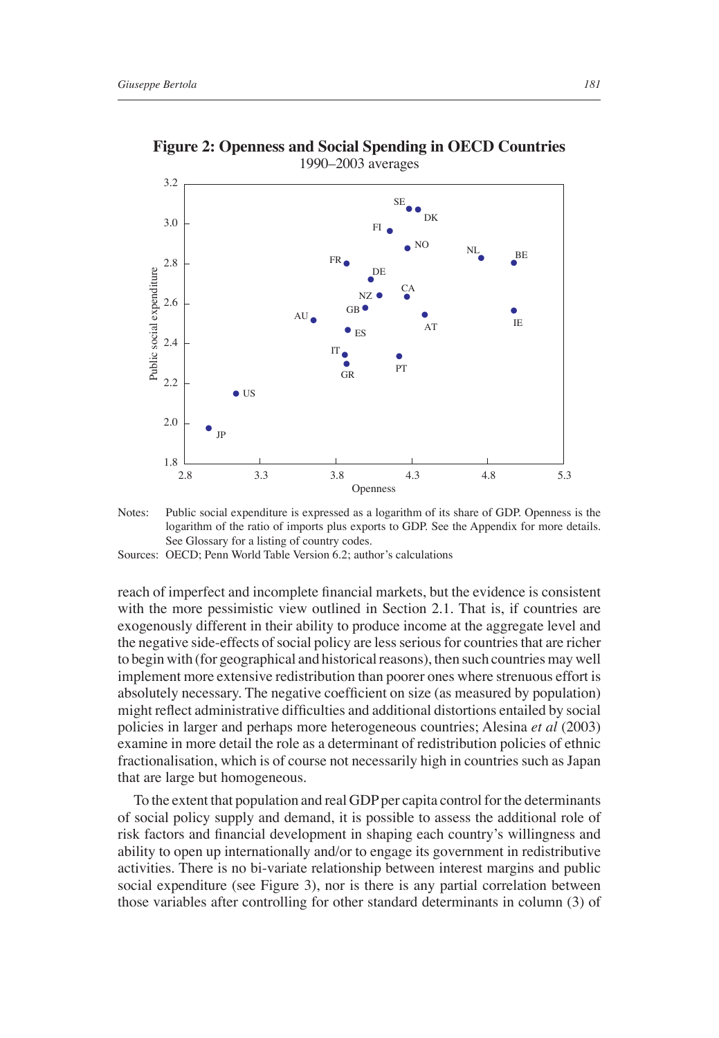**Figure 2: Openness and Social Spending in OECD Countries**
1990–2003 averages

Notes: Public social expenditure is expressed as a logarithm of its share of GDP. Openness is the logarithm of the ratio of imports plus exports to GDP. See the Appendix for more details. See Glossary for a listing of country codes.

Sources: OECD; Penn World Table Version 6.2; author's calculations

reach of imperfect and incomplete financial markets, but the evidence is consistent with the more pessimistic view outlined in Section 2.1. That is, if countries are exogenously different in their ability to produce income at the aggregate level and the negative side-effects of social policy are less serious for countries that are richer to begin with (for geographical and historical reasons), then such countries may well implement more extensive redistribution than poorer ones where strenuous effort is absolutely necessary. The negative coefficient on size (as measured by population) might reflect administrative difficulties and additional distortions entailed by social policies in larger and perhaps more heterogeneous countries; Alesina *et al* (2003) examine in more detail the role as a determinant of redistribution policies of ethnic fractionalisation, which is of course not necessarily high in countries such as Japan that are large but homogeneous.

To the extent that population and real GDP per capita control for the determinants of social policy supply and demand, it is possible to assess the additional role of risk factors and financial development in shaping each country's willingness and ability to open up internationally and/or to engage its government in redistributive activities. There is no bi-variate relationship between interest margins and public social expenditure (see Figure 3), nor is there any partial correlation between those variables after controlling for other standard determinants in column (3) of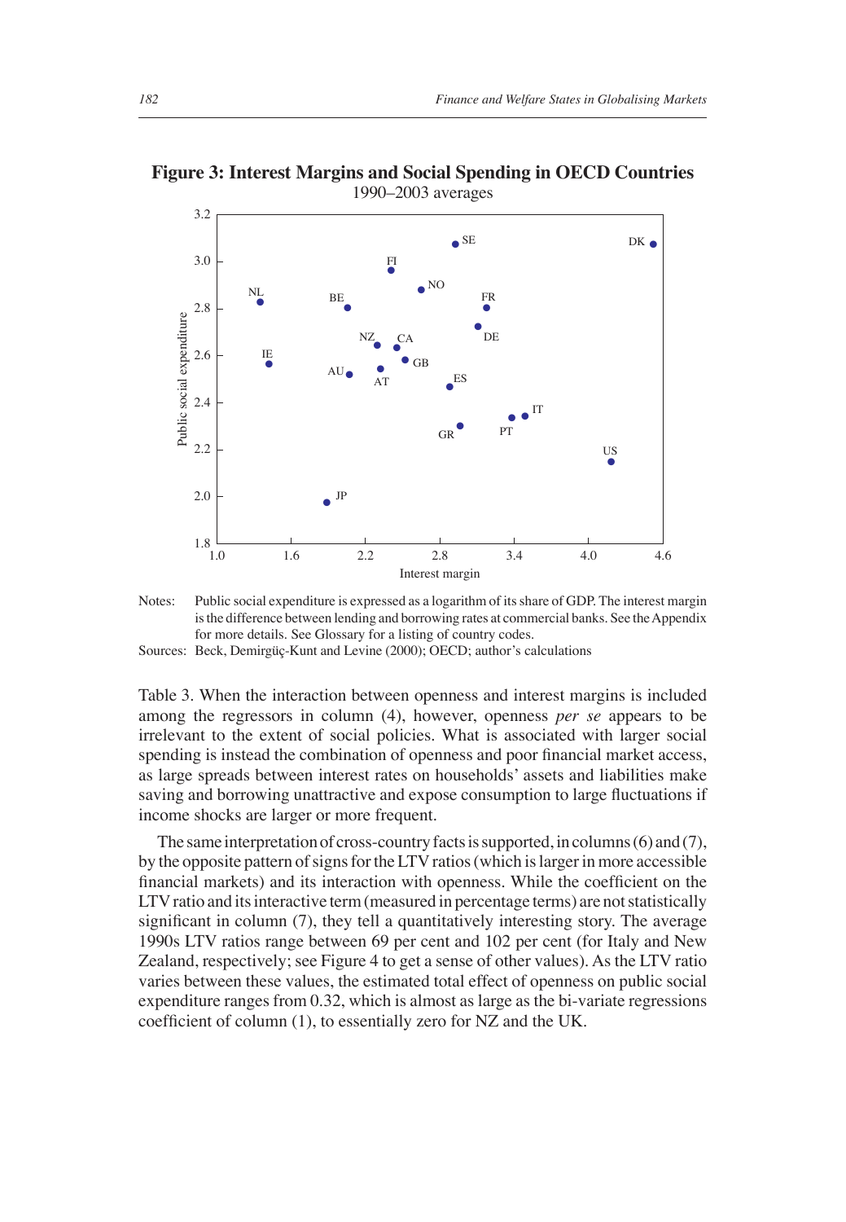**Figure 3: Interest Margins and Social Spending in OECD Countries**

1990–2003 averages

Notes: Public social expenditure is expressed as a logarithm of its share of GDP. The interest margin is the difference between lending and borrowing rates at commercial banks. See the Appendix for more details. See Glossary for a listing of country codes.

Sources: Beck, Demirgüç-Kunt and Levine (2000); OECD; author's calculations

Table 3. When the interaction between openness and interest margins is included among the regressors in column (4), however, openness *per se* appears to be irrelevant to the extent of social policies. What is associated with larger social spending is instead the combination of openness and poor financial market access, as large spreads between interest rates on households' assets and liabilities make saving and borrowing unattractive and expose consumption to large fluctuations if income shocks are larger or more frequent.

The same interpretation of cross-country facts is supported, in columns (6) and (7), by the opposite pattern of signs for the LTV ratios (which is larger in more accessible financial markets) and its interaction with openness. While the coefficient on the LTV ratio and its interactive term (measured in percentage terms) are not statistically significant in column (7), they tell a quantitatively interesting story. The average 1990s LTV ratios range between 69 per cent and 102 per cent (for Italy and New Zealand, respectively; see Figure 4 to get a sense of other values). As the LTV ratio varies between these values, the estimated total effect of openness on public social expenditure ranges from 0.32, which is almost as large as the bi-variate regressions coefficient of column (1), to essentially zero for NZ and the UK.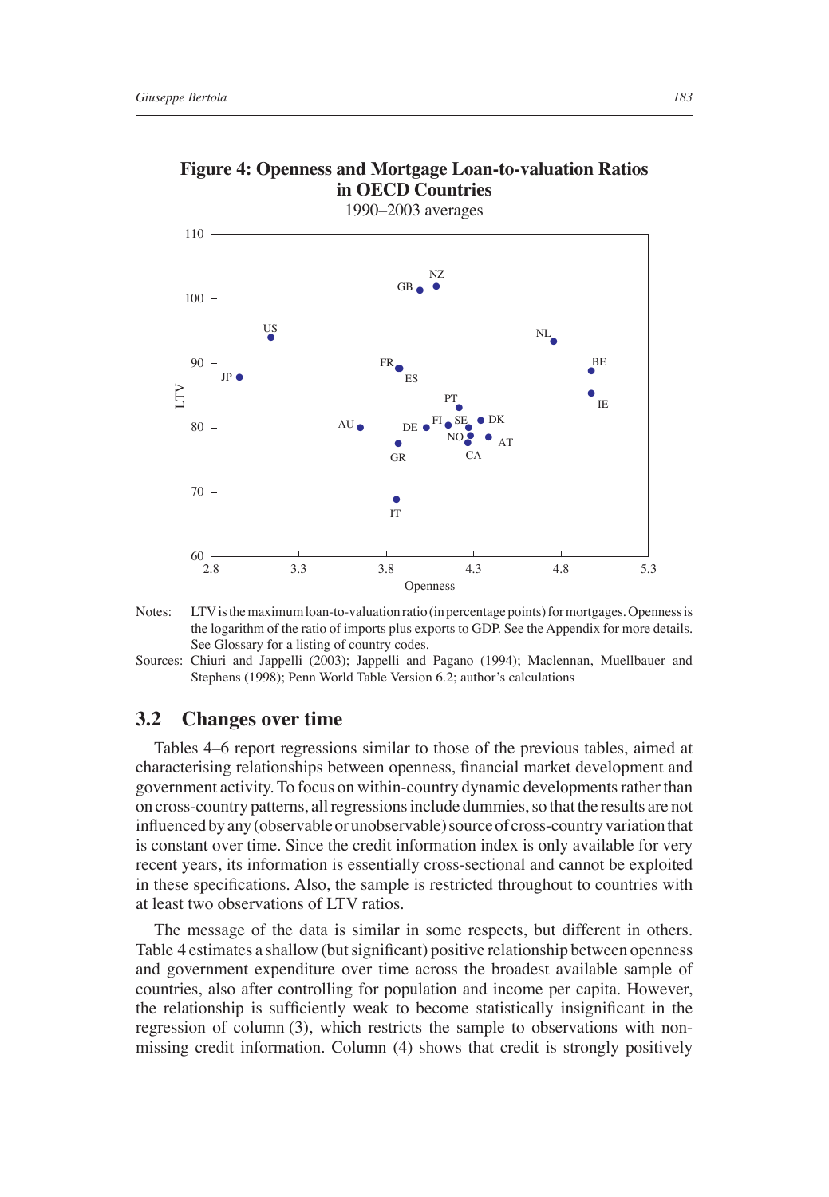**Figure 4: Openness and Mortgage Loan-to-valuation Ratios in OECD Countries**

1990–2003 averages

Notes: LTV is the maximum loan-to-valuation ratio (in percentage points) for mortgages. Openness is the logarithm of the ratio of imports plus exports to GDP. See the Appendix for more details. See Glossary for a listing of country codes.

Sources: Chiuri and Jappelli (2003); Jappelli and Pagano (1994); Maclennan, Muellbauer and Stephens (1998); Penn World Table Version 6.2; author's calculations

## 3.2 Changes over time

Tables 4–6 report regressions similar to those of the previous tables, aimed at characterising relationships between openness, financial market development and government activity. To focus on within-country dynamic developments rather than on cross-country patterns, all regressions include dummies, so that the results are not influenced by any (observable or unobservable) source of cross-country variation that is constant over time. Since the credit information index is only available for very recent years, its information is essentially cross-sectional and cannot be exploited in these specifications. Also, the sample is restricted throughout to countries with at least two observations of LTV ratios.

The message of the data is similar in some respects, but different in others. Table 4 estimates a shallow (but significant) positive relationship between openness and government expenditure over time across the broadest available sample of countries, also after controlling for population and income per capita. However, the relationship is sufficiently weak to become statistically insignificant in the regression of column (3), which restricts the sample to observations with non-missing credit information. Column (4) shows that credit is strongly positively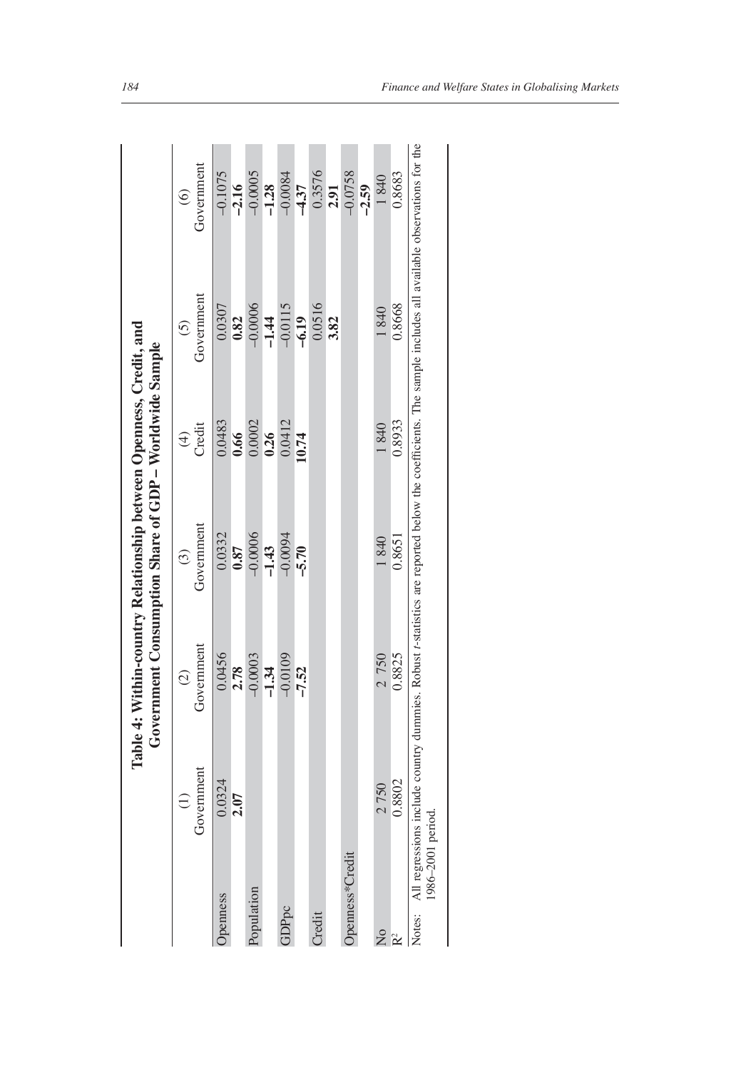**Table 4: Within-country Relationship between Openness, Credit, and Government Consumption Share of GDP – Worldwide Sample**

| | (1) Government | (2) Government | (3) Government | (4) Credit | (5) Government | (6) Government |
|---|---|---|---|---|---|---|
| Openness | 0.0324 | 0.0456 | 0.0332 | 0.0483 | 0.0307 | –0.1075 |
| | **2.07** | **2.78** | **0.87** | **0.66** | **0.82** | **–2.16** |
| Population | | –0.0003 | –0.0006 | 0.0002 | –0.0006 | –0.0005 |
| | | **–1.34** | **–1.43** | **0.26** | **–1.44** | **–1.28** |
| GDPpc | | –0.0109 | –0.0094 | 0.0412 | –0.0115 | –0.0084 |
| | | **–7.52** | **–5.70** | **10.74** | **–6.19** | **–4.37** |
| Credit | | | | | 0.0516 | 0.3576 |
| | | | | | **3.82** | **2.91** |
| Openness*Credit | | | | | | –0.0758 |
| | | | | | | **–2.59** |
| No | 2 750 | 2 750 | 1 840 | 1 840 | 1 840 | 1 840 |
| $R^2$ | 0.8802 | 0.8825 | 0.8651 | 0.8933 | 0.8668 | 0.8683 |

Notes: All regressions include country dummies. Robust *t*-statistics are reported below the coefficients. The sample includes all available observations for the 1986–2001 period.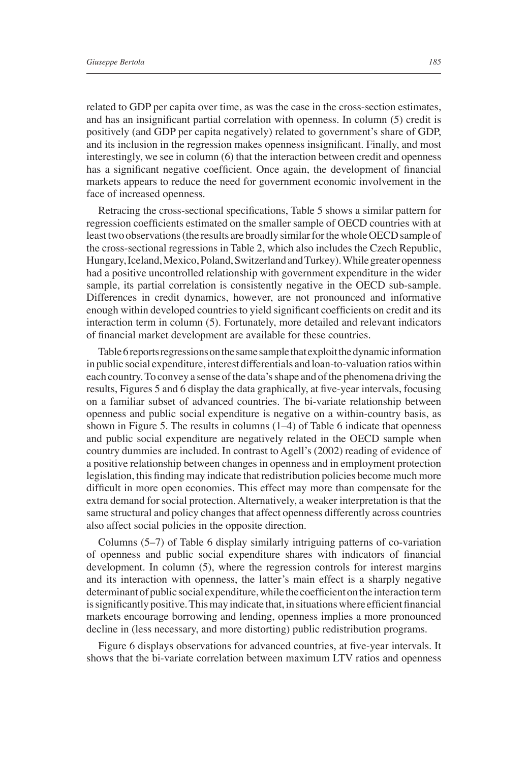related to GDP per capita over time, as was the case in the cross-section estimates, and has an insignificant partial correlation with openness. In column (5) credit is positively (and GDP per capita negatively) related to government's share of GDP, and its inclusion in the regression makes openness insignificant. Finally, and most interestingly, we see in column (6) that the interaction between credit and openness has a significant negative coefficient. Once again, the development of financial markets appears to reduce the need for government economic involvement in the face of increased openness.

Retracing the cross-sectional specifications, Table 5 shows a similar pattern for regression coefficients estimated on the smaller sample of OECD countries with at least two observations (the results are broadly similar for the whole OECD sample of the cross-sectional regressions in Table 2, which also includes the Czech Republic, Hungary, Iceland, Mexico, Poland, Switzerland and Turkey). While greater openness had a positive uncontrolled relationship with government expenditure in the wider sample, its partial correlation is consistently negative in the OECD sub-sample. Differences in credit dynamics, however, are not pronounced and informative enough within developed countries to yield significant coefficients on credit and its interaction term in column (5). Fortunately, more detailed and relevant indicators of financial market development are available for these countries.

Table 6 reports regressions on the same sample that exploit the dynamic information in public social expenditure, interest differentials and loan-to-valuation ratios within each country. To convey a sense of the data's shape and of the phenomena driving the results, Figures 5 and 6 display the data graphically, at five-year intervals, focusing on a familiar subset of advanced countries. The bi-variate relationship between openness and public social expenditure is negative on a within-country basis, as shown in Figure 5. The results in columns (1–4) of Table 6 indicate that openness and public social expenditure are negatively related in the OECD sample when country dummies are included. In contrast to Agell's (2002) reading of evidence of a positive relationship between changes in openness and in employment protection legislation, this finding may indicate that redistribution policies become much more difficult in more open economies. This effect may more than compensate for the extra demand for social protection. Alternatively, a weaker interpretation is that the same structural and policy changes that affect openness differently across countries also affect social policies in the opposite direction.

Columns (5–7) of Table 6 display similarly intriguing patterns of co-variation of openness and public social expenditure shares with indicators of financial development. In column (5), where the regression controls for interest margins and its interaction with openness, the latter's main effect is a sharply negative determinant of public social expenditure, while the coefficient on the interaction term is significantly positive. This may indicate that, in situations where efficient financial markets encourage borrowing and lending, openness implies a more pronounced decline in (less necessary, and more distorting) public redistribution programs.

Figure 6 displays observations for advanced countries, at five-year intervals. It shows that the bi-variate correlation between maximum LTV ratios and openness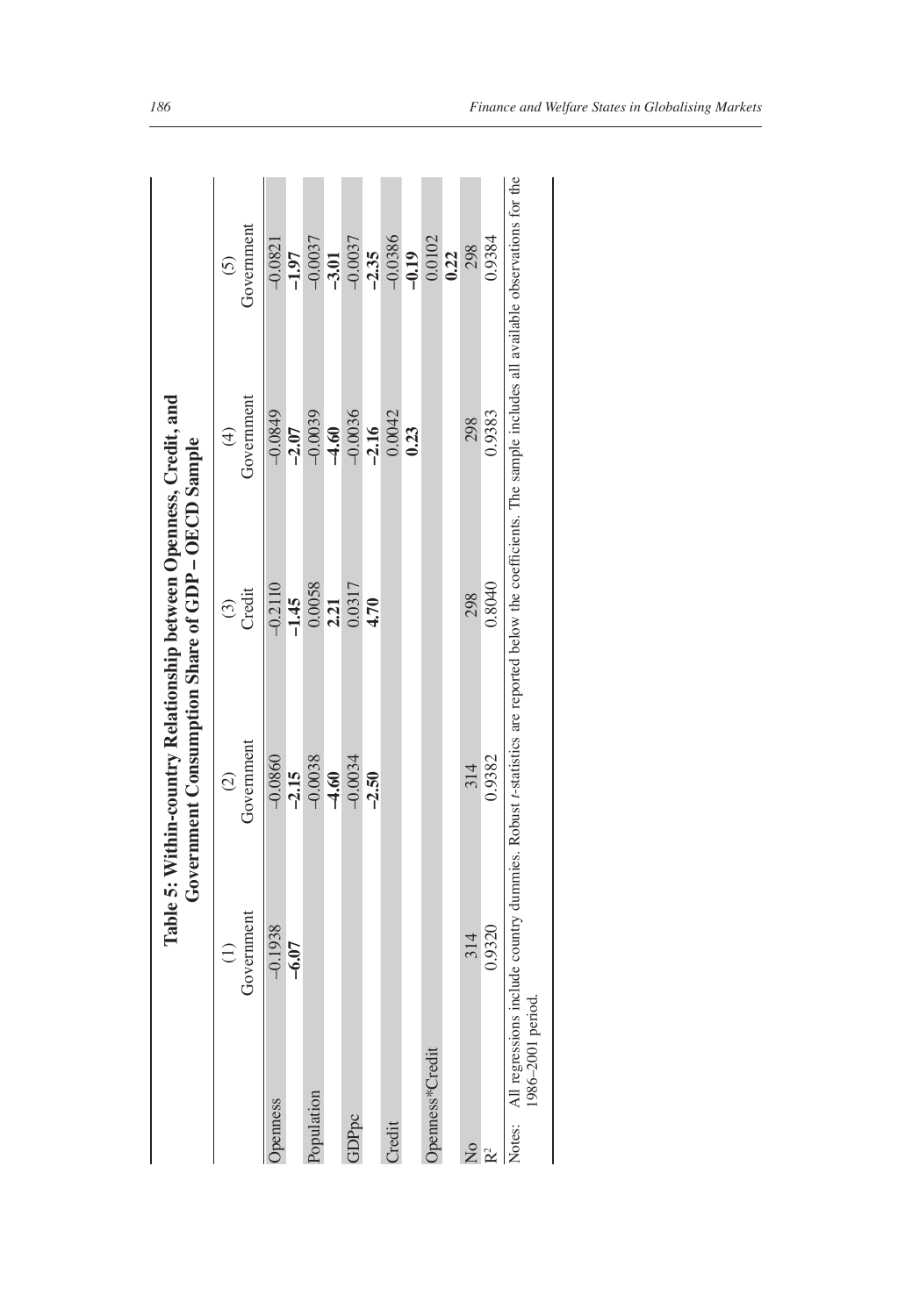**Table 5: Within-country Relationship between Openness, Credit, and Government Consumption Share of GDP – OECD Sample**

| | (1) Government | (2) Government | (3) Credit | (4) Government | (5) Government |
|---|---|---|---|---|---|
| Openness | −0.1938 | −0.0860 | −0.2110 | −0.0849 | −0.0821 |
| | **−6.07** | **−2.15** | **−1.45** | **−2.07** | **−1.97** |
| Population | | −0.0038 | 0.0058 | −0.0039 | −0.0037 |
| | | **−4.60** | **2.21** | **−4.60** | **−3.01** |
| GDPpc | | −0.0034 | 0.0317 | −0.0036 | −0.0037 |
| | | **−2.50** | **4.70** | **−2.16** | **−2.35** |
| Credit | | | | 0.0042 | −0.0386 |
| | | | | **0.23** | **−0.19** |
| Openness*Credit | | | | | 0.0102 |
| | | | | | **0.22** |
| No | 314 | 314 | 298 | 298 | 298 |
| $R^2$ | 0.9320 | 0.9382 | 0.8040 | 0.9383 | 0.9384 |

Notes: All regressions include country dummies. Robust *t*-statistics are reported below the coefficients. The sample includes all available observations for the 1986–2001 period.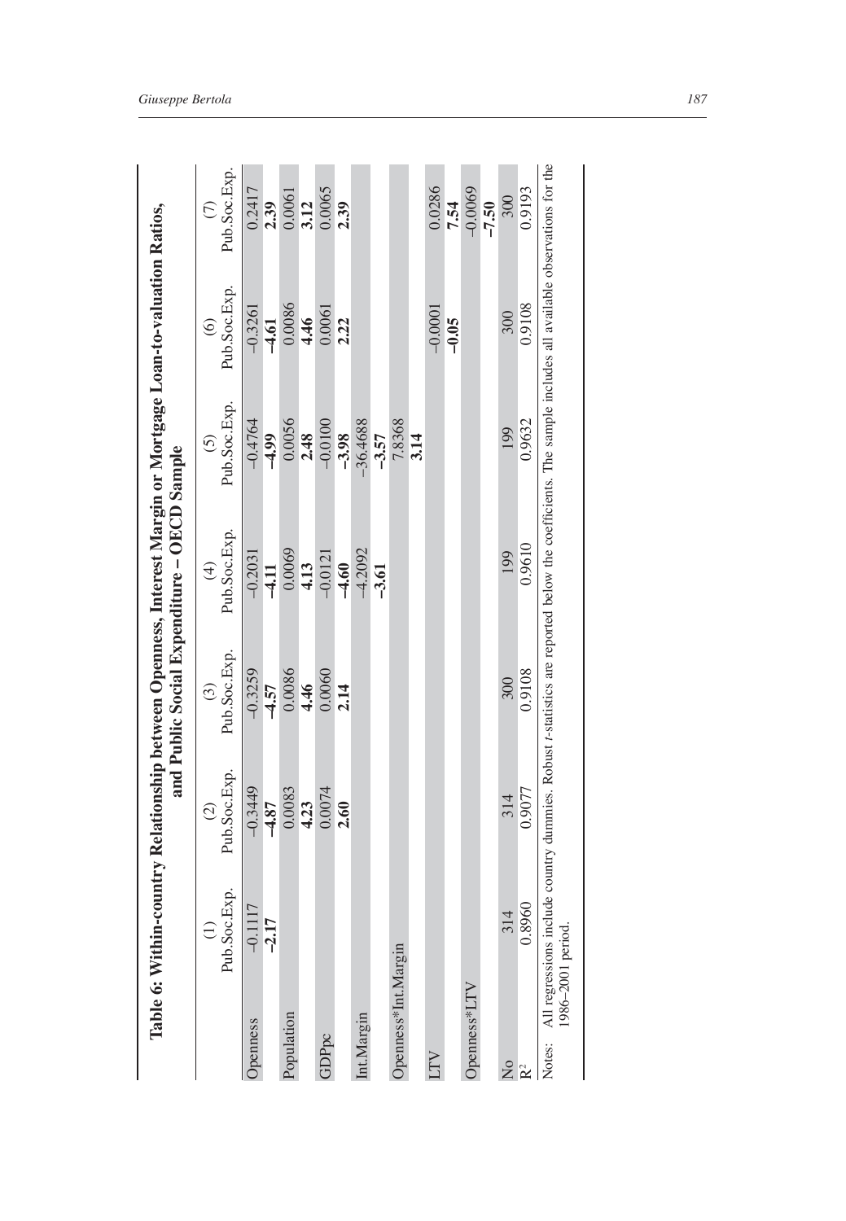**Table 6: Within-country Relationship between Openness, Interest Margin or Mortgage Loan-to-valuation Ratios, and Public Social Expenditure – OECD Sample**

| | (1) Pub.Soc.Exp. | (2) Pub.Soc.Exp. | (3) Pub.Soc.Exp. | (4) Pub.Soc.Exp. | (5) Pub.Soc.Exp. | (6) Pub.Soc.Exp. | (7) Pub.Soc.Exp. |
|---|---|---|---|---|---|---|---|
| Openness | –0.1117 | –0.3449 | –0.3259 | –0.2031 | –0.4764 | –0.3261 | 0.2417 |
| | **–2.17** | **–4.87** | **–4.57** | **–4.11** | **–4.99** | **–4.61** | **2.39** |
| Population | | 0.0083 | 0.0086 | 0.0069 | 0.0056 | 0.0086 | 0.0061 |
| | | **4.23** | **4.46** | **4.13** | **2.48** | **4.46** | **3.12** |
| GDPpc | | 0.0074 | 0.0060 | –0.0121 | –0.0100 | 0.0061 | 0.0065 |
| | | **2.60** | **2.14** | **–4.60** | **–3.98** | **2.22** | **2.39** |
| Int.Margin | | | | –4.2092 | –36.4688 | | |
| | | | | **–3.61** | **–3.57** | | |
| Openness*Int.Margin | | | | | 7.8368 | | |
| | | | | | **3.14** | | |
| LTV | | | | | | –0.0001 | 0.0286 |
| | | | | | | **–0.05** | **7.54** |
| Openness*LTV | | | | | | | –0.0069 |
| | | | | | | | **–7.50** |
| No | 314 | 314 | 300 | 199 | 199 | 300 | 300 |
| $R^2$ | 0.8960 | 0.9077 | 0.9108 | 0.9610 | 0.9632 | 0.9108 | 0.9193 |

Notes: All regressions include country dummies. Robust *t*-statistics are reported below the coefficients. The sample includes all available observations for the 1986–2001 period.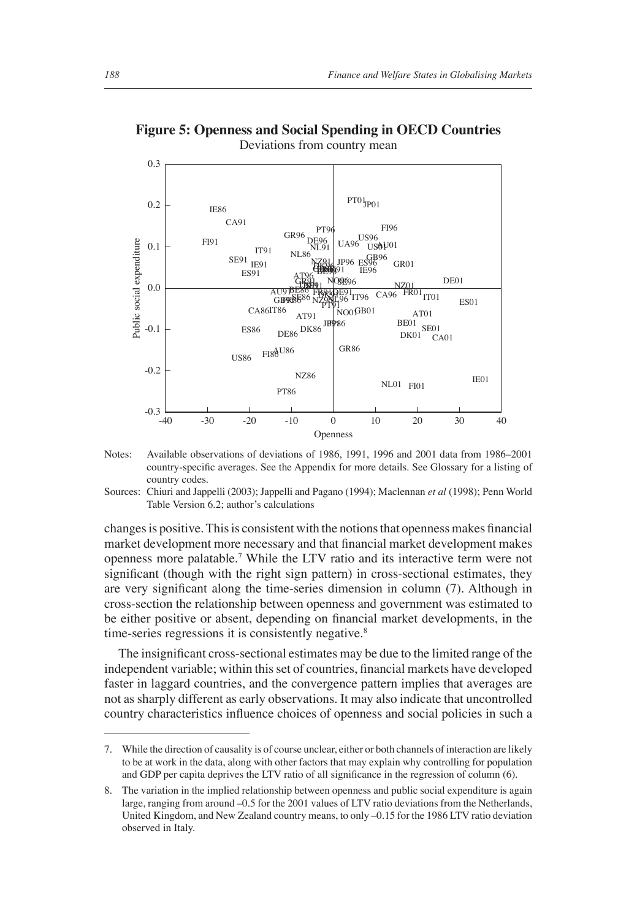**Figure 5: Openness and Social Spending in OECD Countries**

Deviations from country mean

Notes: Available observations of deviations of 1986, 1991, 1996 and 2001 data from 1986–2001 country-specific averages. See the Appendix for more details. See Glossary for a listing of country codes.

Sources: Chiuri and Jappelli (2003); Jappelli and Pagano (1994); Maclennan *et al* (1998); Penn World Table Version 6.2; author's calculations

changes is positive. This is consistent with the notions that openness makes financial market development more necessary and that financial market development makes openness more palatable.[7] While the LTV ratio and its interactive term were not significant (though with the right sign pattern) in cross-sectional estimates, they are very significant along the time-series dimension in column (7). Although in cross-section the relationship between openness and government was estimated to be either positive or absent, depending on financial market developments, in the time-series regressions it is consistently negative.[8]

The insignificant cross-sectional estimates may be due to the limited range of the independent variable; within this set of countries, financial markets have developed faster in laggard countries, and the convergence pattern implies that averages are not as sharply different as early observations. It may also indicate that uncontrolled country characteristics influence choices of openness and social policies in such a

7. While the direction of causality is of course unclear, either or both channels of interaction are likely to be at work in the data, along with other factors that may explain why controlling for population and GDP per capita deprives the LTV ratio of all significance in the regression of column (6).

8. The variation in the implied relationship between openness and public social expenditure is again large, ranging from around –0.5 for the 2001 values of LTV ratio deviations from the Netherlands, United Kingdom, and New Zealand country means, to only –0.15 for the 1986 LTV ratio deviation observed in Italy.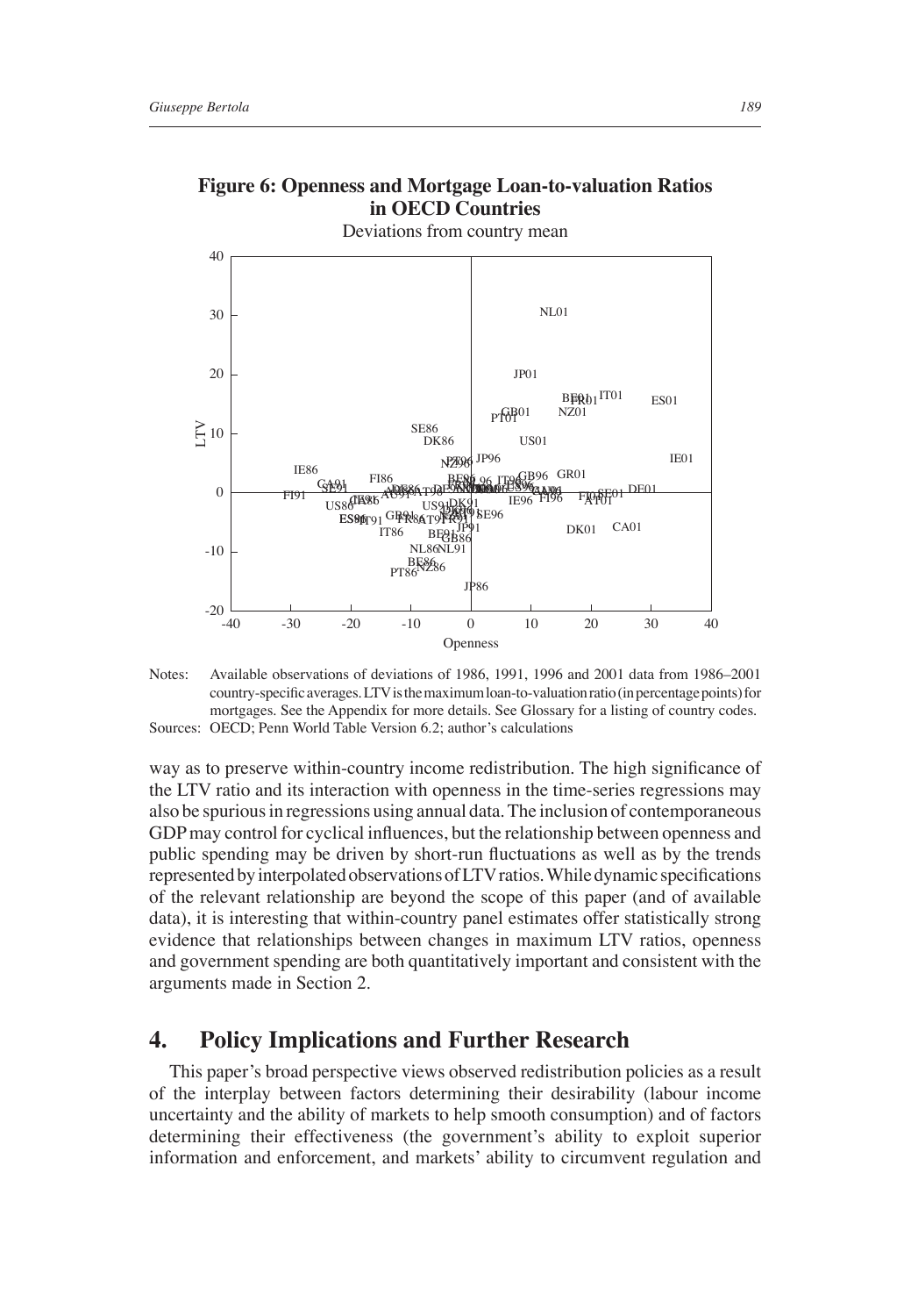**Figure 6: Openness and Mortgage Loan-to-valuation Ratios in OECD Countries**

Deviations from country mean

Notes: Available observations of deviations of 1986, 1991, 1996 and 2001 data from 1986–2001 country-specific averages. LTV is the maximum loan-to-valuation ratio (in percentage points) for mortgages. See the Appendix for more details. See Glossary for a listing of country codes.

Sources: OECD; Penn World Table Version 6.2; author's calculations

way as to preserve within-country income redistribution. The high significance of the LTV ratio and its interaction with openness in the time-series regressions may also be spurious in regressions using annual data. The inclusion of contemporaneous GDP may control for cyclical influences, but the relationship between openness and public spending may be driven by short-run fluctuations as well as by the trends represented by interpolated observations of LTV ratios. While dynamic specifications of the relevant relationship are beyond the scope of this paper (and of available data), it is interesting that within-country panel estimates offer statistically strong evidence that relationships between changes in maximum LTV ratios, openness and government spending are both quantitatively important and consistent with the arguments made in Section 2.

## 4. Policy Implications and Further Research

This paper's broad perspective views observed redistribution policies as a result of the interplay between factors determining their desirability (labour income uncertainty and the ability of markets to help smooth consumption) and of factors determining their effectiveness (the government's ability to exploit superior information and enforcement, and markets' ability to circumvent regulation and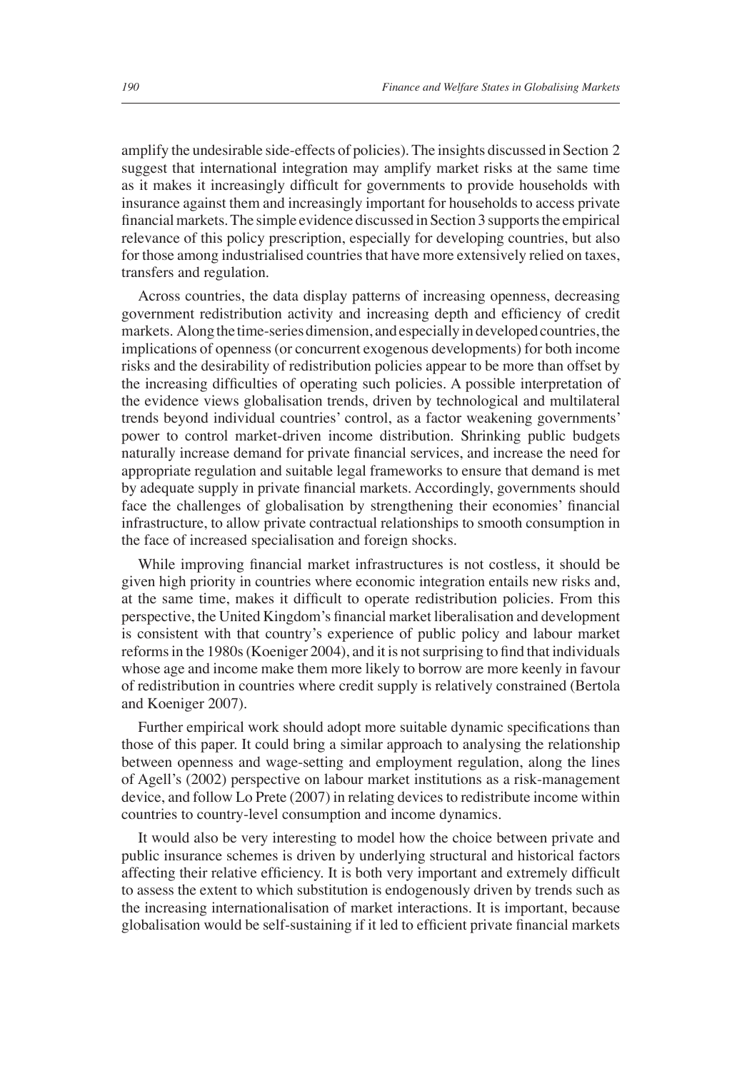amplify the undesirable side-effects of policies). The insights discussed in Section 2 suggest that international integration may amplify market risks at the same time as it makes it increasingly difficult for governments to provide households with insurance against them and increasingly important for households to access private financial markets. The simple evidence discussed in Section 3 supports the empirical relevance of this policy prescription, especially for developing countries, but also for those among industrialised countries that have more extensively relied on taxes, transfers and regulation.

Across countries, the data display patterns of increasing openness, decreasing government redistribution activity and increasing depth and efficiency of credit markets. Along the time-series dimension, and especially in developed countries, the implications of openness (or concurrent exogenous developments) for both income risks and the desirability of redistribution policies appear to be more than offset by the increasing difficulties of operating such policies. A possible interpretation of the evidence views globalisation trends, driven by technological and multilateral trends beyond individual countries' control, as a factor weakening governments' power to control market-driven income distribution. Shrinking public budgets naturally increase demand for private financial services, and increase the need for appropriate regulation and suitable legal frameworks to ensure that demand is met by adequate supply in private financial markets. Accordingly, governments should face the challenges of globalisation by strengthening their economies' financial infrastructure, to allow private contractual relationships to smooth consumption in the face of increased specialisation and foreign shocks.

While improving financial market infrastructures is not costless, it should be given high priority in countries where economic integration entails new risks and, at the same time, makes it difficult to operate redistribution policies. From this perspective, the United Kingdom's financial market liberalisation and development is consistent with that country's experience of public policy and labour market reforms in the 1980s (Koeniger 2004), and it is not surprising to find that individuals whose age and income make them more likely to borrow are more keenly in favour of redistribution in countries where credit supply is relatively constrained (Bertola and Koeniger 2007).

Further empirical work should adopt more suitable dynamic specifications than those of this paper. It could bring a similar approach to analysing the relationship between openness and wage-setting and employment regulation, along the lines of Agell's (2002) perspective on labour market institutions as a risk-management device, and follow Lo Prete (2007) in relating devices to redistribute income within countries to country-level consumption and income dynamics.

It would also be very interesting to model how the choice between private and public insurance schemes is driven by underlying structural and historical factors affecting their relative efficiency. It is both very important and extremely difficult to assess the extent to which substitution is endogenously driven by trends such as the increasing internationalisation of market interactions. It is important, because globalisation would be self-sustaining if it led to efficient private financial markets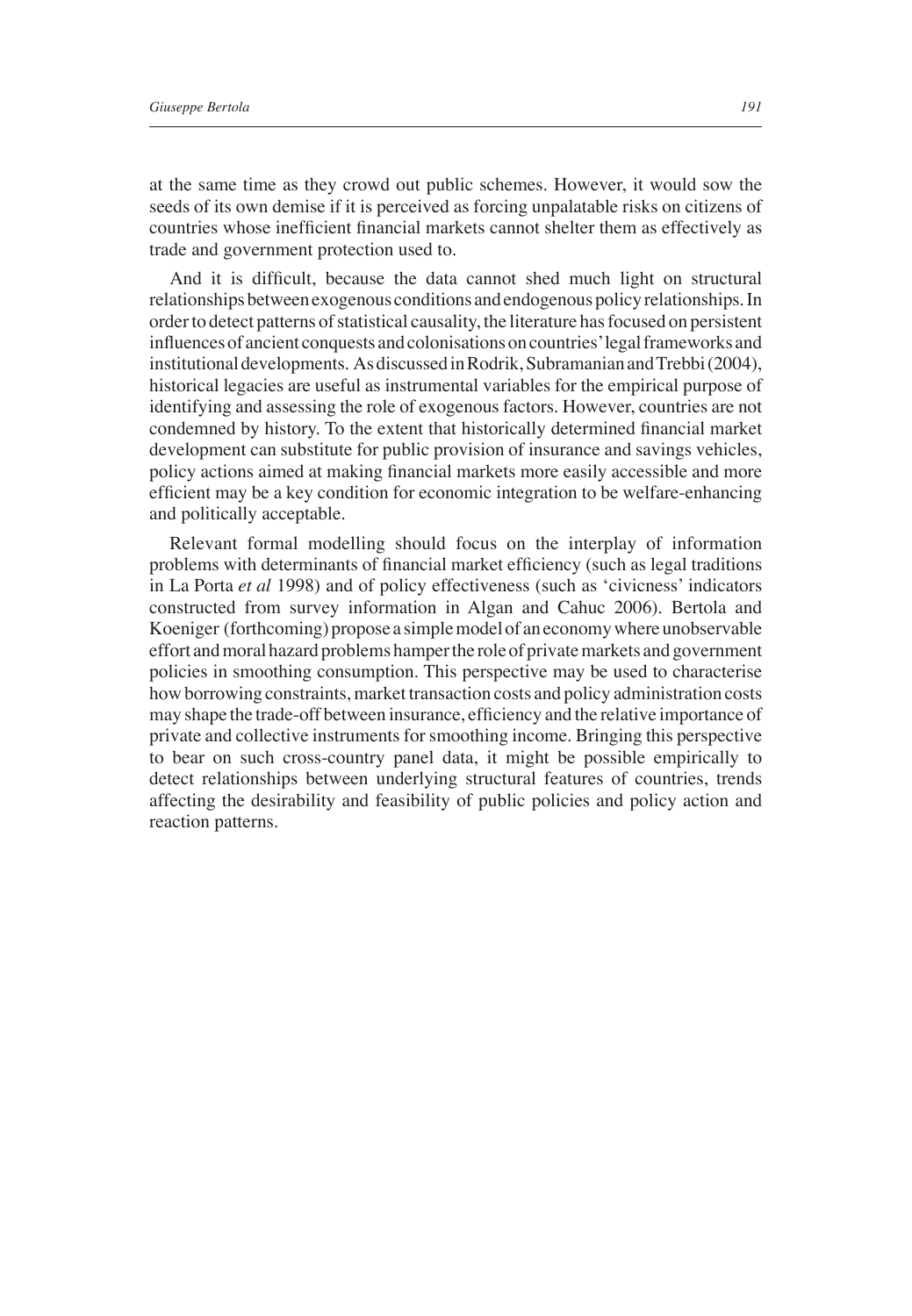at the same time as they crowd out public schemes. However, it would sow the seeds of its own demise if it is perceived as forcing unpalatable risks on citizens of countries whose inefficient financial markets cannot shelter them as effectively as trade and government protection used to.

And it is difficult, because the data cannot shed much light on structural relationships between exogenous conditions and endogenous policy relationships. In order to detect patterns of statistical causality, the literature has focused on persistent influences of ancient conquests and colonisations on countries' legal frameworks and institutional developments. As discussed in Rodrik, Subramanian and Trebbi (2004), historical legacies are useful as instrumental variables for the empirical purpose of identifying and assessing the role of exogenous factors. However, countries are not condemned by history. To the extent that historically determined financial market development can substitute for public provision of insurance and savings vehicles, policy actions aimed at making financial markets more easily accessible and more efficient may be a key condition for economic integration to be welfare-enhancing and politically acceptable.

Relevant formal modelling should focus on the interplay of information problems with determinants of financial market efficiency (such as legal traditions in La Porta *et al* 1998) and of policy effectiveness (such as 'civicness' indicators constructed from survey information in Algan and Cahuc 2006). Bertola and Koeniger (forthcoming) propose a simple model of an economy where unobservable effort and moral hazard problems hamper the role of private markets and government policies in smoothing consumption. This perspective may be used to characterise how borrowing constraints, market transaction costs and policy administration costs may shape the trade-off between insurance, efficiency and the relative importance of private and collective instruments for smoothing income. Bringing this perspective to bear on such cross-country panel data, it might be possible empirically to detect relationships between underlying structural features of countries, trends affecting the desirability and feasibility of public policies and policy action and reaction patterns.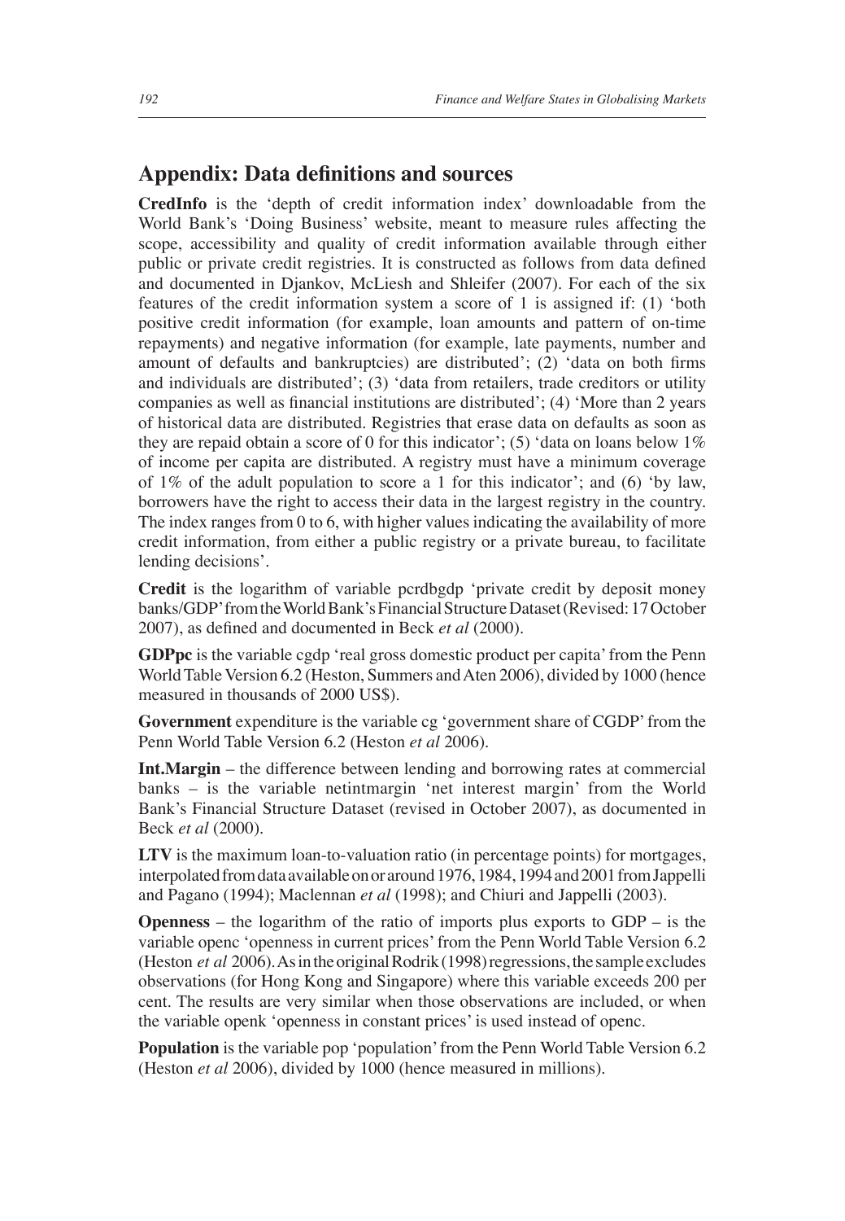## Appendix: Data definitions and sources

**CredInfo** is the 'depth of credit information index' downloadable from the World Bank's 'Doing Business' website, meant to measure rules affecting the scope, accessibility and quality of credit information available through either public or private credit registries. It is constructed as follows from data defined and documented in Djankov, McLiesh and Shleifer (2007). For each of the six features of the credit information system a score of 1 is assigned if: (1) 'both positive credit information (for example, loan amounts and pattern of on-time repayments) and negative information (for example, late payments, number and amount of defaults and bankruptcies) are distributed'; (2) 'data on both firms and individuals are distributed'; (3) 'data from retailers, trade creditors or utility companies as well as financial institutions are distributed'; (4) 'More than 2 years of historical data are distributed. Registries that erase data on defaults as soon as they are repaid obtain a score of 0 for this indicator'; (5) 'data on loans below 1% of income per capita are distributed. A registry must have a minimum coverage of 1% of the adult population to score a 1 for this indicator'; and (6) 'by law, borrowers have the right to access their data in the largest registry in the country. The index ranges from 0 to 6, with higher values indicating the availability of more credit information, from either a public registry or a private bureau, to facilitate lending decisions'.

**Credit** is the logarithm of variable pcrdbgdp 'private credit by deposit money banks/GDP' from the World Bank's Financial Structure Dataset (Revised: 17 October 2007), as defined and documented in Beck *et al* (2000).

**GDPpc** is the variable cgdp 'real gross domestic product per capita' from the Penn World Table Version 6.2 (Heston, Summers and Aten 2006), divided by 1000 (hence measured in thousands of 2000 US$).

**Government** expenditure is the variable cg 'government share of CGDP' from the Penn World Table Version 6.2 (Heston *et al* 2006).

**Int.Margin** – the difference between lending and borrowing rates at commercial banks – is the variable netintmargin 'net interest margin' from the World Bank's Financial Structure Dataset (revised in October 2007), as documented in Beck *et al* (2000).

**LTV** is the maximum loan-to-valuation ratio (in percentage points) for mortgages, interpolated from data available on or around 1976, 1984, 1994 and 2001 from Jappelli and Pagano (1994); Maclennan *et al* (1998); and Chiuri and Jappelli (2003).

**Openness** – the logarithm of the ratio of imports plus exports to GDP – is the variable openc 'openness in current prices' from the Penn World Table Version 6.2 (Heston *et al* 2006). As in the original Rodrik (1998) regressions, the sample excludes observations (for Hong Kong and Singapore) where this variable exceeds 200 per cent. The results are very similar when those observations are included, or when the variable openk 'openness in constant prices' is used instead of openc.

**Population** is the variable pop 'population' from the Penn World Table Version 6.2 (Heston *et al* 2006), divided by 1000 (hence measured in millions).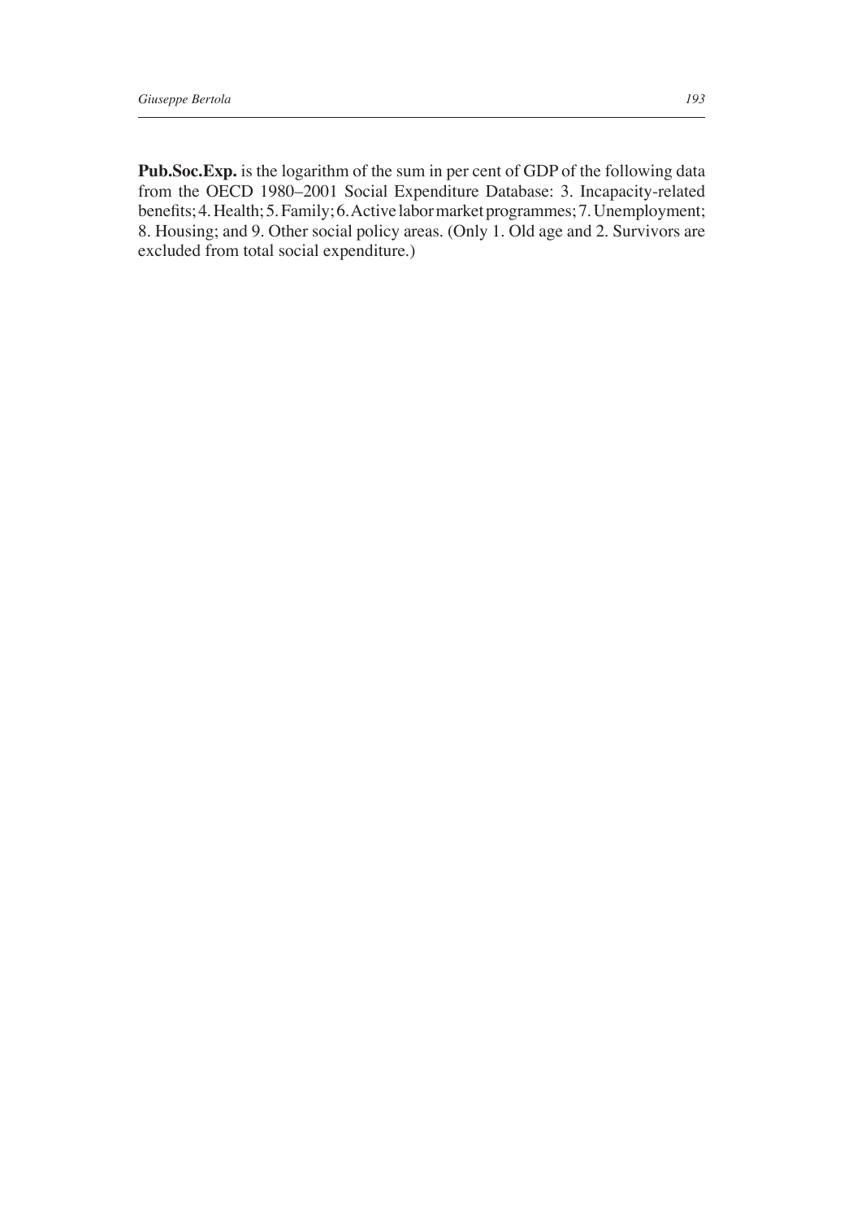**Pub.Soc.Exp.** is the logarithm of the sum in per cent of GDP of the following data from the OECD 1980–2001 Social Expenditure Database: 3. Incapacity-related benefits; 4. Health; 5. Family; 6. Active labor market programmes; 7. Unemployment; 8. Housing; and 9. Other social policy areas. (Only 1. Old age and 2. Survivors are excluded from total social expenditure.)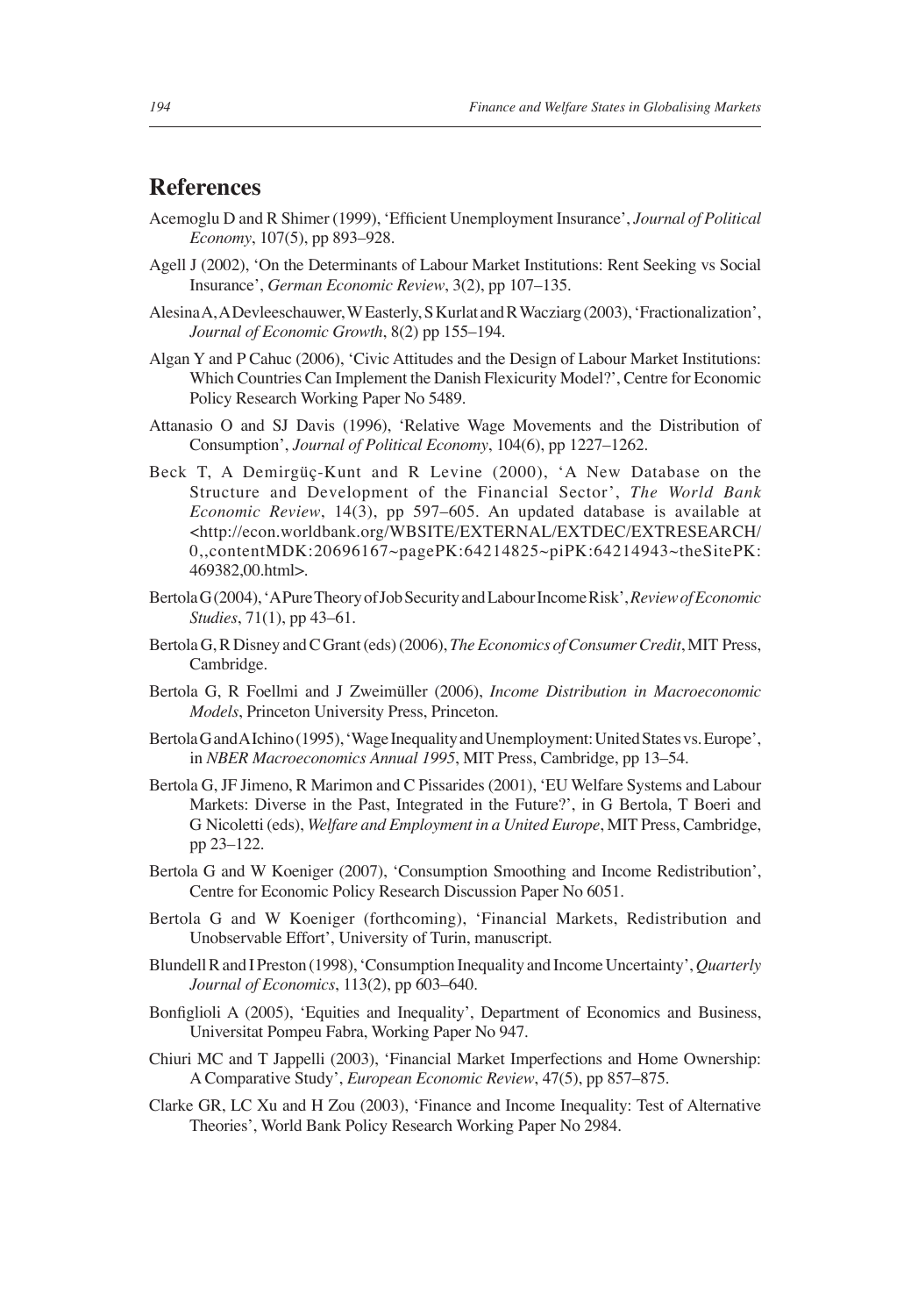## References

Acemoglu D and R Shimer (1999), 'Efficient Unemployment Insurance', *Journal of Political Economy*, 107(5), pp 893–928.

Agell J (2002), 'On the Determinants of Labour Market Institutions: Rent Seeking vs Social Insurance', *German Economic Review*, 3(2), pp 107–135.

Alesina A, A Devleeschauwer, W Easterly, S Kurlat and R Wacziarg (2003), 'Fractionalization', *Journal of Economic Growth*, 8(2) pp 155–194.

Algan Y and P Cahuc (2006), 'Civic Attitudes and the Design of Labour Market Institutions: Which Countries Can Implement the Danish Flexicurity Model?', Centre for Economic Policy Research Working Paper No 5489.

Attanasio O and SJ Davis (1996), 'Relative Wage Movements and the Distribution of Consumption', *Journal of Political Economy*, 104(6), pp 1227–1262.

Beck T, A Demirgüç-Kunt and R Levine (2000), 'A New Database on the Structure and Development of the Financial Sector', *The World Bank Economic Review*, 14(3), pp 597–605. An updated database is available at <http://econ.worldbank.org/WBSITE/EXTERNAL/EXTDEC/EXTRESEARCH/0,,contentMDK:20696167~pagePK:64214825~piPK:64214943~theSitePK:469382,00.html>.

Bertola G (2004), 'A Pure Theory of Job Security and Labour Income Risk', *Review of Economic Studies*, 71(1), pp 43–61.

Bertola G, R Disney and C Grant (eds) (2006), *The Economics of Consumer Credit*, MIT Press, Cambridge.

Bertola G, R Foellmi and J Zweimüller (2006), *Income Distribution in Macroeconomic Models*, Princeton University Press, Princeton.

Bertola G and A Ichino (1995), 'Wage Inequality and Unemployment: United States vs. Europe', in *NBER Macroeconomics Annual 1995*, MIT Press, Cambridge, pp 13–54.

Bertola G, JF Jimeno, R Marimon and C Pissarides (2001), 'EU Welfare Systems and Labour Markets: Diverse in the Past, Integrated in the Future?', in G Bertola, T Boeri and G Nicoletti (eds), *Welfare and Employment in a United Europe*, MIT Press, Cambridge, pp 23–122.

Bertola G and W Koeniger (2007), 'Consumption Smoothing and Income Redistribution', Centre for Economic Policy Research Discussion Paper No 6051.

Bertola G and W Koeniger (forthcoming), 'Financial Markets, Redistribution and Unobservable Effort', University of Turin, manuscript.

Blundell R and I Preston (1998), 'Consumption Inequality and Income Uncertainty', *Quarterly Journal of Economics*, 113(2), pp 603–640.

Bonfiglioli A (2005), 'Equities and Inequality', Department of Economics and Business, Universitat Pompeu Fabra, Working Paper No 947.

Chiuri MC and T Jappelli (2003), 'Financial Market Imperfections and Home Ownership: A Comparative Study', *European Economic Review*, 47(5), pp 857–875.

Clarke GR, LC Xu and H Zou (2003), 'Finance and Income Inequality: Test of Alternative Theories', World Bank Policy Research Working Paper No 2984.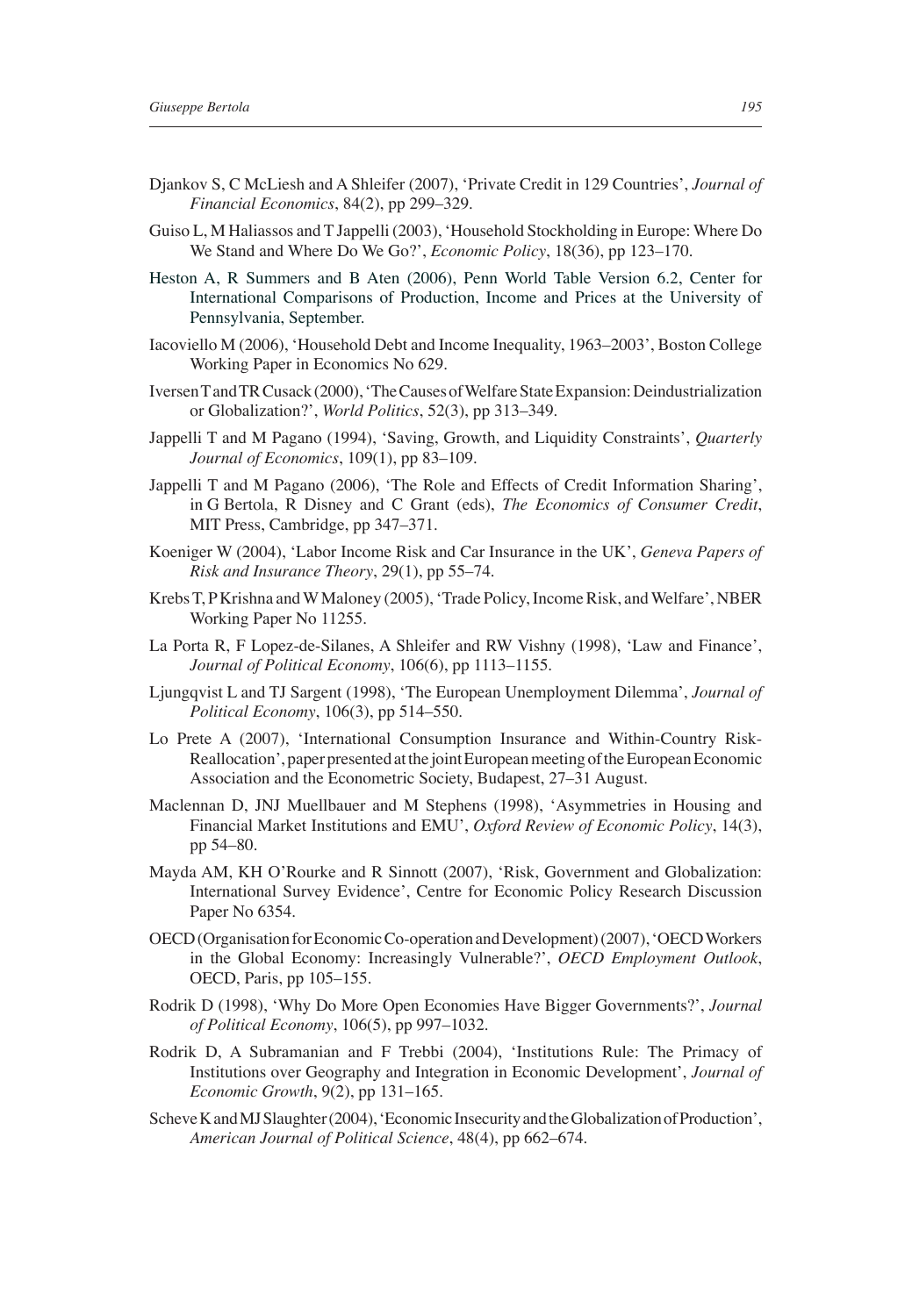Djankov S, C McLiesh and A Shleifer (2007), 'Private Credit in 129 Countries', *Journal of Financial Economics*, 84(2), pp 299–329.

Guiso L, M Haliassos and T Jappelli (2003), 'Household Stockholding in Europe: Where Do We Stand and Where Do We Go?', *Economic Policy*, 18(36), pp 123–170.

Heston A, R Summers and B Aten (2006), Penn World Table Version 6.2, Center for International Comparisons of Production, Income and Prices at the University of Pennsylvania, September.

Iacoviello M (2006), 'Household Debt and Income Inequality, 1963–2003', Boston College Working Paper in Economics No 629.

Iversen T and TR Cusack (2000), 'The Causes of Welfare State Expansion: Deindustrialization or Globalization?', *World Politics*, 52(3), pp 313–349.

Jappelli T and M Pagano (1994), 'Saving, Growth, and Liquidity Constraints', *Quarterly Journal of Economics*, 109(1), pp 83–109.

Jappelli T and M Pagano (2006), 'The Role and Effects of Credit Information Sharing', in G Bertola, R Disney and C Grant (eds), *The Economics of Consumer Credit*, MIT Press, Cambridge, pp 347–371.

Koeniger W (2004), 'Labor Income Risk and Car Insurance in the UK', *Geneva Papers of Risk and Insurance Theory*, 29(1), pp 55–74.

Krebs T, P Krishna and W Maloney (2005), 'Trade Policy, Income Risk, and Welfare', NBER Working Paper No 11255.

La Porta R, F Lopez-de-Silanes, A Shleifer and RW Vishny (1998), 'Law and Finance', *Journal of Political Economy*, 106(6), pp 1113–1155.

Ljungqvist L and TJ Sargent (1998), 'The European Unemployment Dilemma', *Journal of Political Economy*, 106(3), pp 514–550.

Lo Prete A (2007), 'International Consumption Insurance and Within-Country Risk-Reallocation', paper presented at the joint European meeting of the European Economic Association and the Econometric Society, Budapest, 27–31 August.

Maclennan D, JNJ Muellbauer and M Stephens (1998), 'Asymmetries in Housing and Financial Market Institutions and EMU', *Oxford Review of Economic Policy*, 14(3), pp 54–80.

Mayda AM, KH O'Rourke and R Sinnott (2007), 'Risk, Government and Globalization: International Survey Evidence', Centre for Economic Policy Research Discussion Paper No 6354.

OECD (Organisation for Economic Co-operation and Development) (2007), 'OECD Workers in the Global Economy: Increasingly Vulnerable?', *OECD Employment Outlook*, OECD, Paris, pp 105–155.

Rodrik D (1998), 'Why Do More Open Economies Have Bigger Governments?', *Journal of Political Economy*, 106(5), pp 997–1032.

Rodrik D, A Subramanian and F Trebbi (2004), 'Institutions Rule: The Primacy of Institutions over Geography and Integration in Economic Development', *Journal of Economic Growth*, 9(2), pp 131–165.

Scheve K and MJ Slaughter (2004), 'Economic Insecurity and the Globalization of Production', *American Journal of Political Science*, 48(4), pp 662–674.